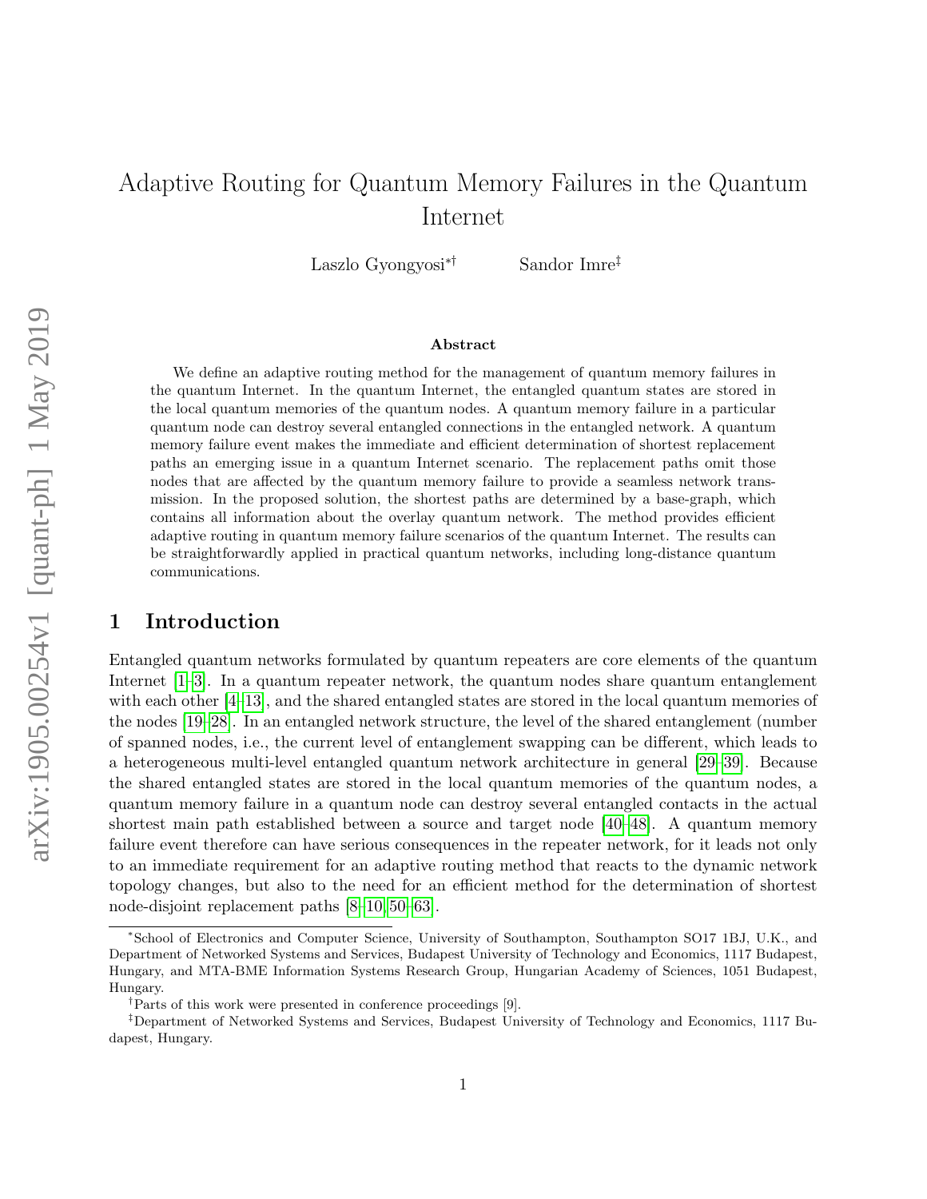# Adaptive Routing for Quantum Memory Failures in the Quantum Internet

Laszlo Gyongyosi[*†]  Sandor Imre[‡]

### Abstract

We define an adaptive routing method for the management of quantum memory failures in the quantum Internet. In the quantum Internet, the entangled quantum states are stored in the local quantum memories of the quantum nodes. A quantum memory failure in a particular quantum node can destroy several entangled connections in the entangled network. A quantum memory failure event makes the immediate and efficient determination of shortest replacement paths an emerging issue in a quantum Internet scenario. The replacement paths omit those nodes that are affected by the quantum memory failure to provide a seamless network transmission. In the proposed solution, the shortest paths are determined by a base-graph, which contains all information about the overlay quantum network. The method provides efficient adaptive routing in quantum memory failure scenarios of the quantum Internet. The results can be straightforwardly applied in practical quantum networks, including long-distance quantum communications.

## 1 Introduction

Entangled quantum networks formulated by quantum repeaters are core elements of the quantum Internet [1–3]. In a quantum repeater network, the quantum nodes share quantum entanglement with each other [4–13], and the shared entangled states are stored in the local quantum memories of the nodes [19–28]. In an entangled network structure, the level of the shared entanglement (number of spanned nodes, i.e., the current level of entanglement swapping can be different, which leads to a heterogeneous multi-level entangled quantum network architecture in general [29–39]. Because the shared entangled states are stored in the local quantum memories of the quantum nodes, a quantum memory failure in a quantum node can destroy several entangled contacts in the actual shortest main path established between a source and target node [40–48]. A quantum memory failure event therefore can have serious consequences in the repeater network, for it leads not only to an immediate requirement for an adaptive routing method that reacts to the dynamic network topology changes, but also to the need for an efficient method for the determination of shortest node-disjoint replacement paths [8–10, 50–63].

---

[*]School of Electronics and Computer Science, University of Southampton, Southampton SO17 1BJ, U.K., and Department of Networked Systems and Services, Budapest University of Technology and Economics, 1117 Budapest, Hungary, and MTA-BME Information Systems Research Group, Hungarian Academy of Sciences, 1051 Budapest, Hungary.

[†]Parts of this work were presented in conference proceedings [9].

[‡]Department of Networked Systems and Services, Budapest University of Technology and Economics, 1117 Budapest, Hungary.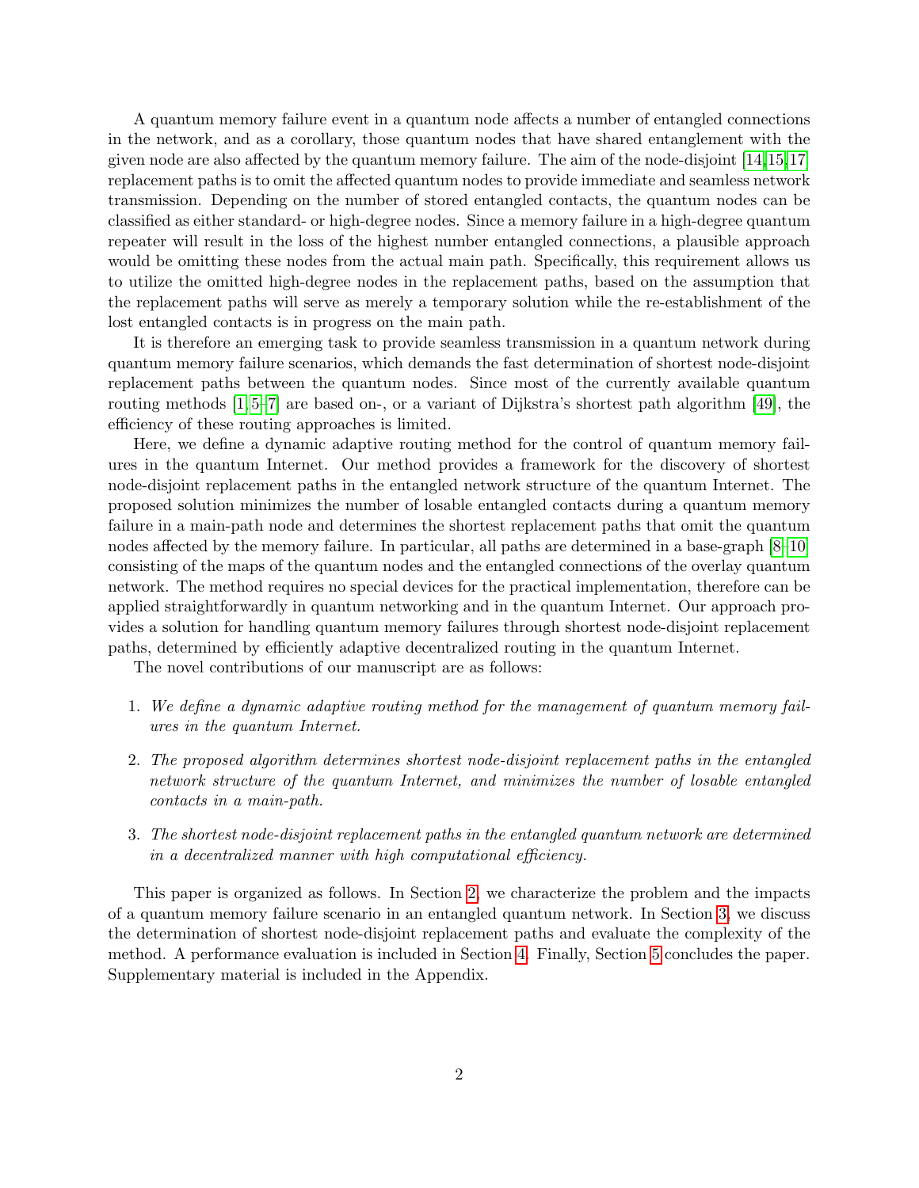A quantum memory failure event in a quantum node affects a number of entangled connections in the network, and as a corollary, those quantum nodes that have shared entanglement with the given node are also affected by the quantum memory failure. The aim of the node-disjoint [14,15,17] replacement paths is to omit the affected quantum nodes to provide immediate and seamless network transmission. Depending on the number of stored entangled contacts, the quantum nodes can be classified as either standard- or high-degree nodes. Since a memory failure in a high-degree quantum repeater will result in the loss of the highest number entangled connections, a plausible approach would be omitting these nodes from the actual main path. Specifically, this requirement allows us to utilize the omitted high-degree nodes in the replacement paths, based on the assumption that the replacement paths will serve as merely a temporary solution while the re-establishment of the lost entangled contacts is in progress on the main path.

It is therefore an emerging task to provide seamless transmission in a quantum network during quantum memory failure scenarios, which demands the fast determination of shortest node-disjoint replacement paths between the quantum nodes. Since most of the currently available quantum routing methods [1,5–7] are based on-, or a variant of Dijkstra's shortest path algorithm [49], the efficiency of these routing approaches is limited.

Here, we define a dynamic adaptive routing method for the control of quantum memory failures in the quantum Internet. Our method provides a framework for the discovery of shortest node-disjoint replacement paths in the entangled network structure of the quantum Internet. The proposed solution minimizes the number of losable entangled contacts during a quantum memory failure in a main-path node and determines the shortest replacement paths that omit the quantum nodes affected by the memory failure. In particular, all paths are determined in a base-graph [8–10] consisting of the maps of the quantum nodes and the entangled connections of the overlay quantum network. The method requires no special devices for the practical implementation, therefore can be applied straightforwardly in quantum networking and in the quantum Internet. Our approach provides a solution for handling quantum memory failures through shortest node-disjoint replacement paths, determined by efficiently adaptive decentralized routing in the quantum Internet.

The novel contributions of our manuscript are as follows:

1. *We define a dynamic adaptive routing method for the management of quantum memory failures in the quantum Internet.*

2. *The proposed algorithm determines shortest node-disjoint replacement paths in the entangled network structure of the quantum Internet, and minimizes the number of losable entangled contacts in a main-path.*

3. *The shortest node-disjoint replacement paths in the entangled quantum network are determined in a decentralized manner with high computational efficiency.*

This paper is organized as follows. In Section 2, we characterize the problem and the impacts of a quantum memory failure scenario in an entangled quantum network. In Section 3, we discuss the determination of shortest node-disjoint replacement paths and evaluate the complexity of the method. A performance evaluation is included in Section 4. Finally, Section 5 concludes the paper. Supplementary material is included in the Appendix.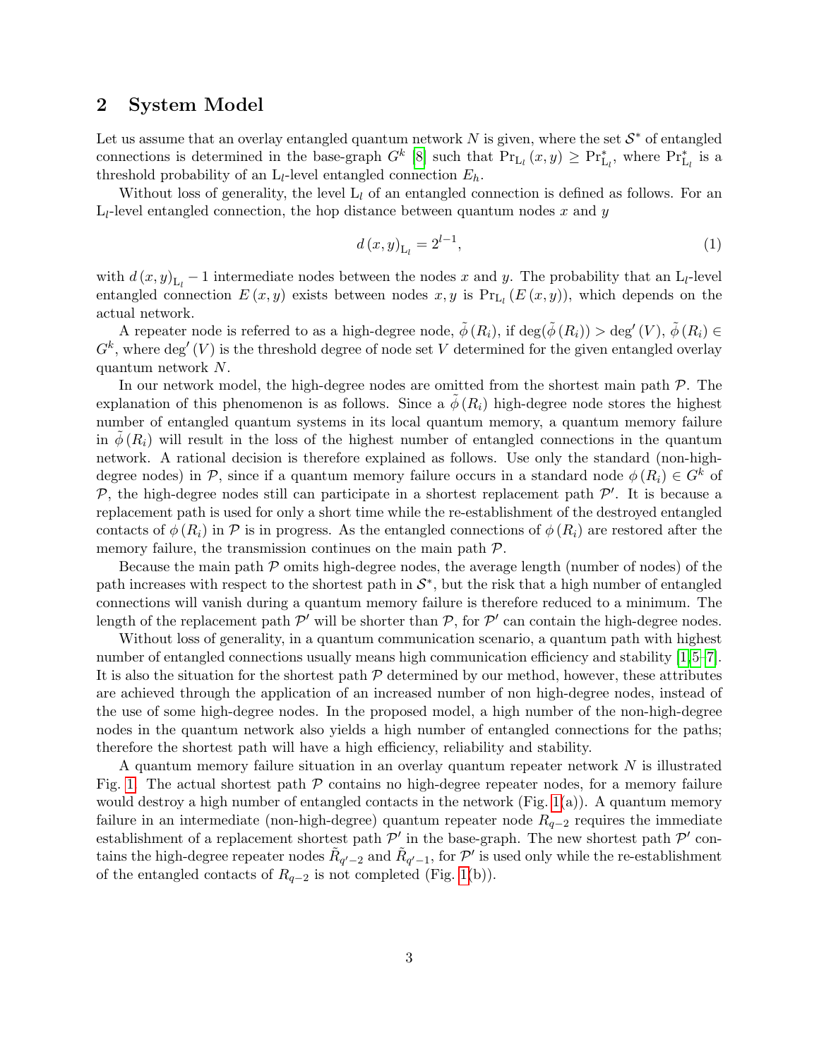## 2 System Model

Let us assume that an overlay entangled quantum network $N$ is given, where the set $\mathcal{S}^*$ of entangled connections is determined in the base-graph $G^k$ [8] such that $\Pr_{\mathrm{L}_l}(x, y) \geq \Pr^*_{\mathrm{L}_l}$, where $\Pr^*_{\mathrm{L}_l}$ is a threshold probability of an $\mathrm{L}_l$-level entangled connection $E_h$.

Without loss of generality, the level $\mathrm{L}_l$ of an entangled connection is defined as follows. For an $\mathrm{L}_l$-level entangled connection, the hop distance between quantum nodes $x$ and $y$

$$d(x, y)_{\mathrm{L}_l} = 2^{l-1}, \tag{1}$$

with $d(x, y)_{\mathrm{L}_l} - 1$ intermediate nodes between the nodes $x$ and $y$. The probability that an $\mathrm{L}_l$-level entangled connection $E(x, y)$ exists between nodes $x, y$ is $\Pr_{\mathrm{L}_l}(E(x, y))$, which depends on the actual network.

A repeater node is referred to as a high-degree node, $\tilde{\phi}(R_i)$, if $\deg(\tilde{\phi}(R_i)) > \deg'(V)$, $\tilde{\phi}(R_i) \in G^k$, where $\deg'(V)$ is the threshold degree of node set $V$ determined for the given entangled overlay quantum network $N$.

In our network model, the high-degree nodes are omitted from the shortest main path $\mathcal{P}$. The explanation of this phenomenon is as follows. Since a $\tilde{\phi}(R_i)$ high-degree node stores the highest number of entangled quantum systems in its local quantum memory, a quantum memory failure in $\tilde{\phi}(R_i)$ will result in the loss of the highest number of entangled connections in the quantum network. A rational decision is therefore explained as follows. Use only the standard (non-high-degree nodes) in $\mathcal{P}$, since if a quantum memory failure occurs in a standard node $\phi(R_i) \in G^k$ of $\mathcal{P}$, the high-degree nodes still can participate in a shortest replacement path $\mathcal{P}'$. It is because a replacement path is used for only a short time while the re-establishment of the destroyed entangled contacts of $\phi(R_i)$ in $\mathcal{P}$ is in progress. As the entangled connections of $\phi(R_i)$ are restored after the memory failure, the transmission continues on the main path $\mathcal{P}$.

Because the main path $\mathcal{P}$ omits high-degree nodes, the average length (number of nodes) of the path increases with respect to the shortest path in $\mathcal{S}^*$, but the risk that a high number of entangled connections will vanish during a quantum memory failure is therefore reduced to a minimum. The length of the replacement path $\mathcal{P}'$ will be shorter than $\mathcal{P}$, for $\mathcal{P}'$ can contain the high-degree nodes.

Without loss of generality, in a quantum communication scenario, a quantum path with highest number of entangled connections usually means high communication efficiency and stability [1,5–7]. It is also the situation for the shortest path $\mathcal{P}$ determined by our method, however, these attributes are achieved through the application of an increased number of non high-degree nodes, instead of the use of some high-degree nodes. In the proposed model, a high number of the non-high-degree nodes in the quantum network also yields a high number of entangled connections for the paths; therefore the shortest path will have a high efficiency, reliability and stability.

A quantum memory failure situation in an overlay quantum repeater network $N$ is illustrated Fig. 1. The actual shortest path $\mathcal{P}$ contains no high-degree repeater nodes, for a memory failure would destroy a high number of entangled contacts in the network (Fig. 1(a)). A quantum memory failure in an intermediate (non-high-degree) quantum repeater node $R_{q-2}$ requires the immediate establishment of a replacement shortest path $\mathcal{P}'$ in the base-graph. The new shortest path $\mathcal{P}'$ contains the high-degree repeater nodes $\tilde{R}_{q'-2}$ and $\tilde{R}_{q'-1}$, for $\mathcal{P}'$ is used only while the re-establishment of the entangled contacts of $R_{q-2}$ is not completed (Fig. 1(b)).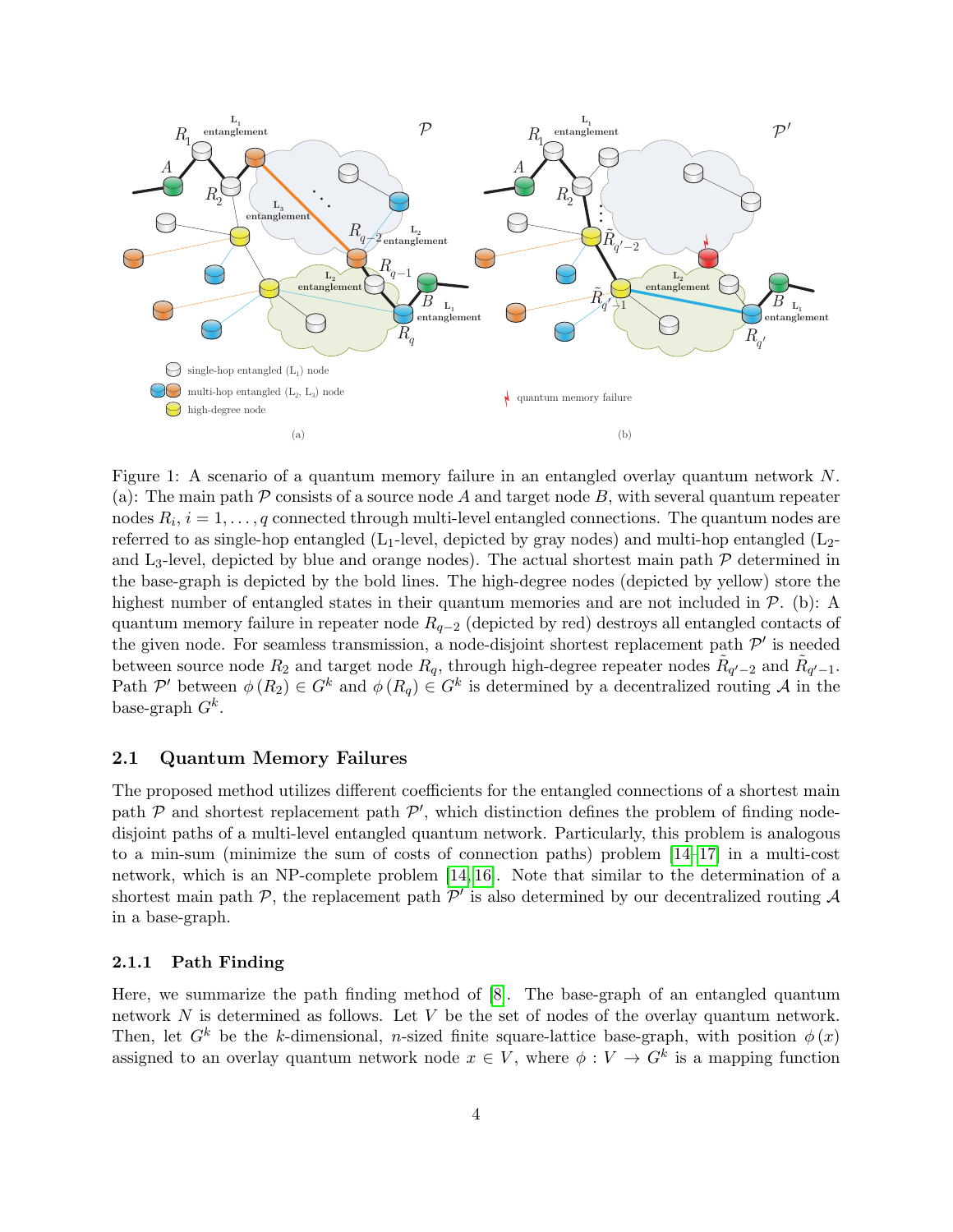Figure 1: A scenario of a quantum memory failure in an entangled overlay quantum network $N$. (a): The main path $\mathcal{P}$ consists of a source node $A$ and target node $B$, with several quantum repeater nodes $R_i$, $i = 1, \ldots, q$ connected through multi-level entangled connections. The quantum nodes are referred to as single-hop entangled ($L_1$-level, depicted by gray nodes) and multi-hop entangled ($L_2$- and $L_3$-level, depicted by blue and orange nodes). The actual shortest main path $\mathcal{P}$ determined in the base-graph is depicted by the bold lines. The high-degree nodes (depicted by yellow) store the highest number of entangled states in their quantum memories and are not included in $\mathcal{P}$. (b): A quantum memory failure in repeater node $R_{q-2}$ (depicted by red) destroys all entangled contacts of the given node. For seamless transmission, a node-disjoint shortest replacement path $\mathcal{P}'$ is needed between source node $R_2$ and target node $R_q$, through high-degree repeater nodes $\tilde{R}_{q'-2}$ and $\tilde{R}_{q'-1}$. Path $\mathcal{P}'$ between $\phi(R_2) \in G^k$ and $\phi(R_q) \in G^k$ is determined by a decentralized routing $\mathcal{A}$ in the base-graph $G^k$.

### 2.1 Quantum Memory Failures

The proposed method utilizes different coefficients for the entangled connections of a shortest main path $\mathcal{P}$ and shortest replacement path $\mathcal{P}'$, which distinction defines the problem of finding node-disjoint paths of a multi-level entangled quantum network. Particularly, this problem is analogous to a min-sum (minimize the sum of costs of connection paths) problem [14–17] in a multi-cost network, which is an NP-complete problem [14, 16]. Note that similar to the determination of a shortest main path $\mathcal{P}$, the replacement path $\mathcal{P}'$ is also determined by our decentralized routing $\mathcal{A}$ in a base-graph.

#### 2.1.1 Path Finding

Here, we summarize the path finding method of [8]. The base-graph of an entangled quantum network $N$ is determined as follows. Let $V$ be the set of nodes of the overlay quantum network. Then, let $G^k$ be the $k$-dimensional, $n$-sized finite square-lattice base-graph, with position $\phi(x)$ assigned to an overlay quantum network node $x \in V$, where $\phi : V \to G^k$ is a mapping function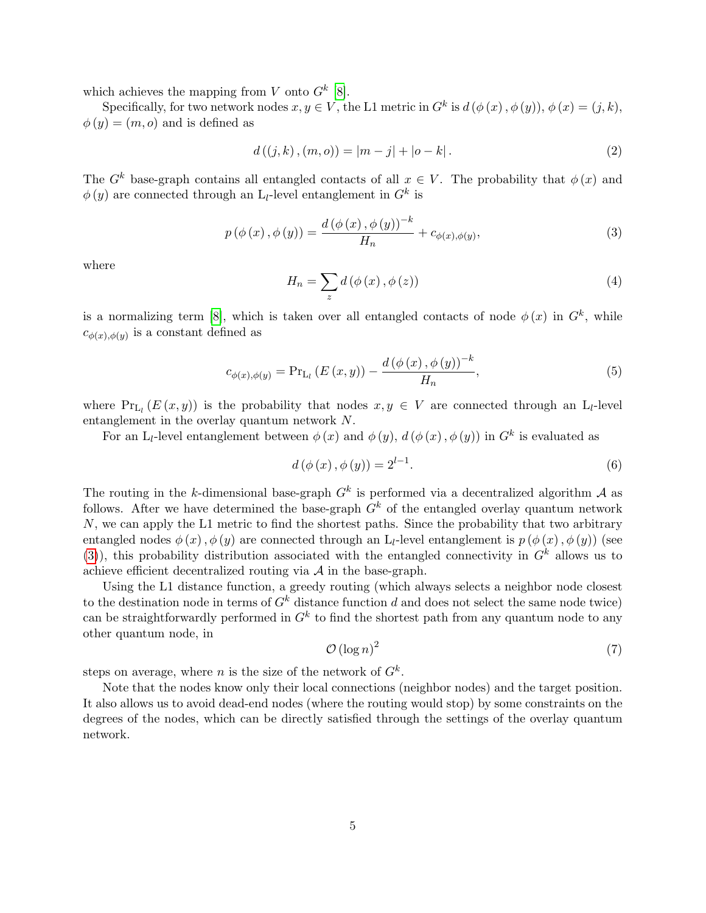which achieves the mapping from $V$ onto $G^k$ [8].

Specifically, for two network nodes $x, y \in V$, the L1 metric in $G^k$ is $d(\phi(x), \phi(y))$, $\phi(x) = (j, k)$, $\phi(y) = (m, o)$ and is defined as

$$d((j,k),(m,o)) = |m - j| + |o - k|. \tag{2}$$

The $G^k$ base-graph contains all entangled contacts of all $x \in V$. The probability that $\phi(x)$ and $\phi(y)$ are connected through an $\mathrm{L}_l$-level entanglement in $G^k$ is

$$p(\phi(x), \phi(y)) = \frac{d(\phi(x), \phi(y))^{-k}}{H_n} + c_{\phi(x),\phi(y)}, \tag{3}$$

where

$$H_n = \sum_z d(\phi(x), \phi(z)) \tag{4}$$

is a normalizing term [8], which is taken over all entangled contacts of node $\phi(x)$ in $G^k$, while $c_{\phi(x),\phi(y)}$ is a constant defined as

$$c_{\phi(x),\phi(y)} = \Pr_{\mathrm{L}_l}(E(x,y)) - \frac{d(\phi(x), \phi(y))^{-k}}{H_n}, \tag{5}$$

where $\Pr_{\mathrm{L}_l}(E(x,y))$ is the probability that nodes $x, y \in V$ are connected through an $\mathrm{L}_l$-level entanglement in the overlay quantum network $N$.

For an $\mathrm{L}_l$-level entanglement between $\phi(x)$ and $\phi(y)$, $d(\phi(x), \phi(y))$ in $G^k$ is evaluated as

$$d(\phi(x), \phi(y)) = 2^{l-1}. \tag{6}$$

The routing in the $k$-dimensional base-graph $G^k$ is performed via a decentralized algorithm $\mathcal{A}$ as follows. After we have determined the base-graph $G^k$ of the entangled overlay quantum network $N$, we can apply the L1 metric to find the shortest paths. Since the probability that two arbitrary entangled nodes $\phi(x), \phi(y)$ are connected through an $\mathrm{L}_l$-level entanglement is $p(\phi(x), \phi(y))$ (see (3)), this probability distribution associated with the entangled connectivity in $G^k$ allows us to achieve efficient decentralized routing via $\mathcal{A}$ in the base-graph.

Using the L1 distance function, a greedy routing (which always selects a neighbor node closest to the destination node in terms of $G^k$ distance function $d$ and does not select the same node twice) can be straightforwardly performed in $G^k$ to find the shortest path from any quantum node to any other quantum node, in

$$\mathcal{O}(\log n)^2 \tag{7}$$

steps on average, where $n$ is the size of the network of $G^k$.

Note that the nodes know only their local connections (neighbor nodes) and the target position. It also allows us to avoid dead-end nodes (where the routing would stop) by some constraints on the degrees of the nodes, which can be directly satisfied through the settings of the overlay quantum network.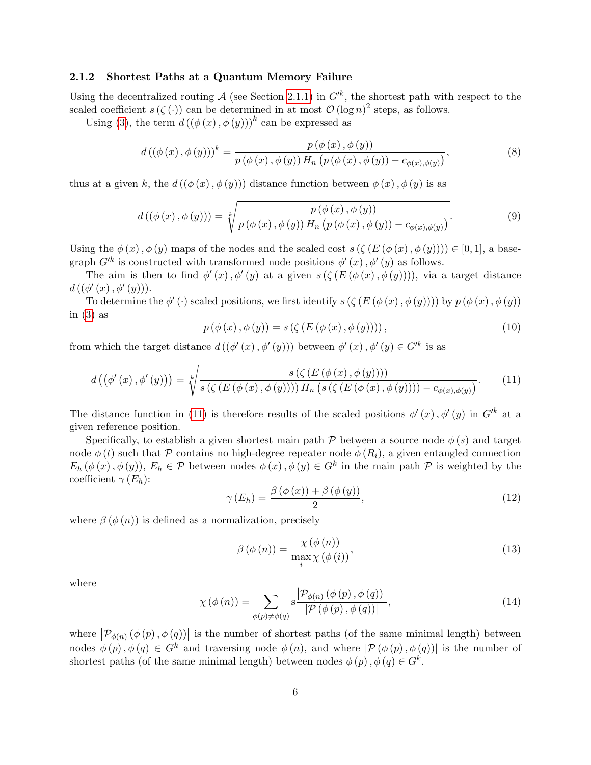### 2.1.2 Shortest Paths at a Quantum Memory Failure

Using the decentralized routing $\mathcal{A}$ (see Section 2.1.1) in $G'^{k}$, the shortest path with respect to the scaled coefficient $s(\zeta(\cdot))$ can be determined in at most $\mathcal{O}(\log n)^{2}$ steps, as follows.

Using (3), the term $d((\phi(x), \phi(y)))^{k}$ can be expressed as

$$d((\phi(x), \phi(y)))^{k} = \frac{p(\phi(x), \phi(y))}{p(\phi(x), \phi(y)) H_{n}\left(p(\phi(x), \phi(y)) - c_{\phi(x),\phi(y)}\right)}, \tag{8}$$

thus at a given $k$, the $d((\phi(x), \phi(y)))$ distance function between $\phi(x), \phi(y)$ is as

$$d((\phi(x), \phi(y))) = \sqrt[k]{\frac{p(\phi(x), \phi(y))}{p(\phi(x), \phi(y)) H_{n}\left(p(\phi(x), \phi(y)) - c_{\phi(x),\phi(y)}\right)}}. \tag{9}$$

Using the $\phi(x), \phi(y)$ maps of the nodes and the scaled cost $s(\zeta(E(\phi(x), \phi(y)))) \in [0,1]$, a base-graph $G'^{k}$ is constructed with transformed node positions $\phi'(x), \phi'(y)$ as follows.

The aim is then to find $\phi'(x), \phi'(y)$ at a given $s(\zeta(E(\phi(x), \phi(y))))$, via a target distance $d((\phi'(x), \phi'(y)))$.

To determine the $\phi'(\cdot)$ scaled positions, we first identify $s(\zeta(E(\phi(x), \phi(y))))$ by $p(\phi(x), \phi(y))$ in (3) as

$$p(\phi(x), \phi(y)) = s(\zeta(E(\phi(x), \phi(y)))), \tag{10}$$

from which the target distance $d((\phi'(x), \phi'(y)))$ between $\phi'(x), \phi'(y) \in G'^{k}$ is as

$$d\left((\phi'(x), \phi'(y))\right) = \sqrt[k]{\frac{s(\zeta(E(\phi(x), \phi(y))))}{s(\zeta(E(\phi(x), \phi(y)))) H_{n}\left(s(\zeta(E(\phi(x), \phi(y)))) - c_{\phi(x),\phi(y)}\right)}}. \tag{11}$$

The distance function in (11) is therefore results of the scaled positions $\phi'(x), \phi'(y)$ in $G'^{k}$ at a given reference position.

Specifically, to establish a given shortest main path $\mathcal{P}$ between a source node $\phi(s)$ and target node $\phi(t)$ such that $\mathcal{P}$ contains no high-degree repeater node $\tilde{\phi}(R_{i})$, a given entangled connection $E_{h}(\phi(x), \phi(y))$, $E_{h} \in \mathcal{P}$ between nodes $\phi(x), \phi(y) \in G^{k}$ in the main path $\mathcal{P}$ is weighted by the coefficient $\gamma(E_{h})$:

$$\gamma(E_{h}) = \frac{\beta(\phi(x)) + \beta(\phi(y))}{2}, \tag{12}$$

where $\beta(\phi(n))$ is defined as a normalization, precisely

$$\beta(\phi(n)) = \frac{\chi(\phi(n))}{\max_{i} \chi(\phi(i))}, \tag{13}$$

where

$$\chi(\phi(n)) = \sum_{\phi(p) \neq \phi(q)} \mathrm{s} \frac{\left|\mathcal{P}_{\phi(n)}(\phi(p), \phi(q))\right|}{\left|\mathcal{P}(\phi(p), \phi(q))\right|}, \tag{14}$$

where $\left|\mathcal{P}_{\phi(n)}(\phi(p), \phi(q))\right|$ is the number of shortest paths (of the same minimal length) between nodes $\phi(p), \phi(q) \in G^{k}$ and traversing node $\phi(n)$, and where $\left|\mathcal{P}(\phi(p), \phi(q))\right|$ is the number of shortest paths (of the same minimal length) between nodes $\phi(p), \phi(q) \in G^{k}$.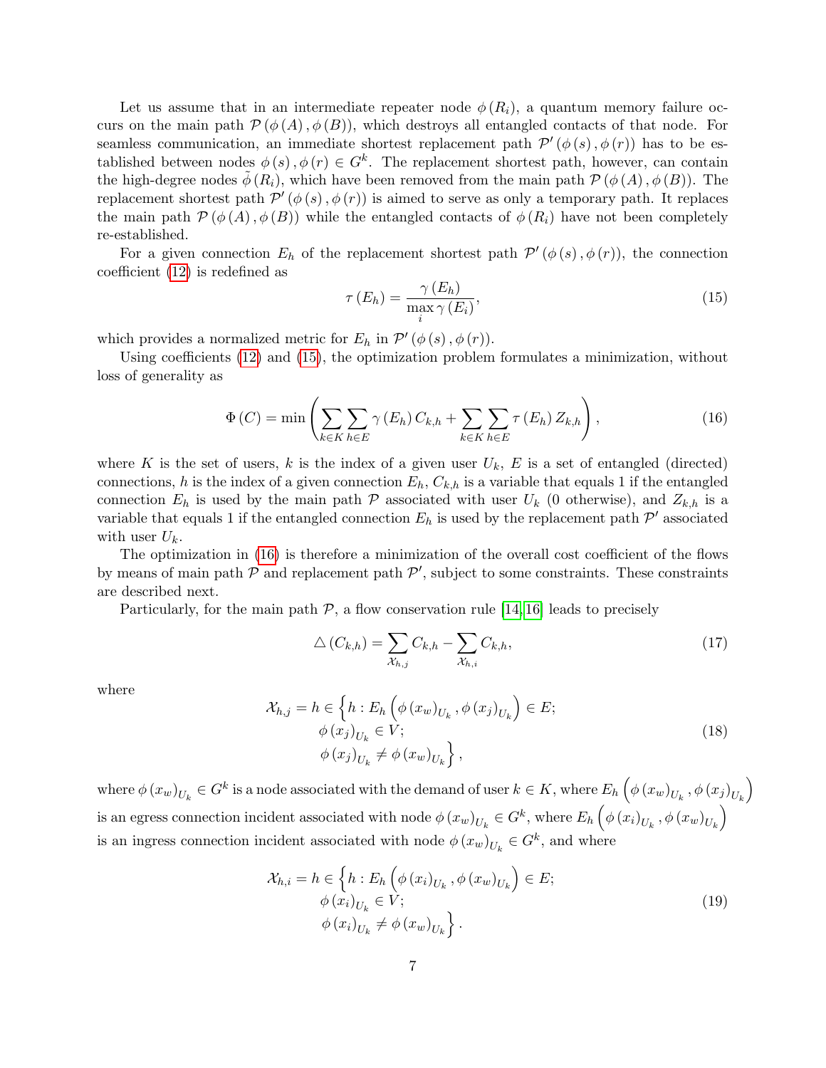Let us assume that in an intermediate repeater node $\phi(R_i)$, a quantum memory failure occurs on the main path $\mathcal{P}(\phi(A), \phi(B))$, which destroys all entangled contacts of that node. For seamless communication, an immediate shortest replacement path $\mathcal{P}'(\phi(s), \phi(r))$ has to be established between nodes $\phi(s), \phi(r) \in G^k$. The replacement shortest path, however, can contain the high-degree nodes $\tilde{\phi}(R_i)$, which have been removed from the main path $\mathcal{P}(\phi(A), \phi(B))$. The replacement shortest path $\mathcal{P}'(\phi(s), \phi(r))$ is aimed to serve as only a temporary path. It replaces the main path $\mathcal{P}(\phi(A), \phi(B))$ while the entangled contacts of $\phi(R_i)$ have not been completely re-established.

For a given connection $E_h$ of the replacement shortest path $\mathcal{P}'(\phi(s), \phi(r))$, the connection coefficient (12) is redefined as

$$\tau(E_h) = \frac{\gamma(E_h)}{\max\limits_i \gamma(E_i)}, \tag{15}$$

which provides a normalized metric for $E_h$ in $\mathcal{P}'(\phi(s), \phi(r))$.

Using coefficients (12) and (15), the optimization problem formulates a minimization, without loss of generality as

$$\Phi(C) = \min\left(\sum_{k\in K}\sum_{h\in E}\gamma(E_h)\, C_{k,h} + \sum_{k\in K}\sum_{h\in E}\tau(E_h)\, Z_{k,h}\right), \tag{16}$$

where $K$ is the set of users, $k$ is the index of a given user $U_k$, $E$ is a set of entangled (directed) connections, $h$ is the index of a given connection $E_h$, $C_{k,h}$ is a variable that equals 1 if the entangled connection $E_h$ is used by the main path $\mathcal{P}$ associated with user $U_k$ (0 otherwise), and $Z_{k,h}$ is a variable that equals 1 if the entangled connection $E_h$ is used by the replacement path $\mathcal{P}'$ associated with user $U_k$.

The optimization in (16) is therefore a minimization of the overall cost coefficient of the flows by means of main path $\mathcal{P}$ and replacement path $\mathcal{P}'$, subject to some constraints. These constraints are described next.

Particularly, for the main path $\mathcal{P}$, a flow conservation rule [14,16] leads to precisely

$$\triangle(C_{k,h}) = \sum_{\mathcal{X}_{h,j}} C_{k,h} - \sum_{\mathcal{X}_{h,i}} C_{k,h}, \tag{17}$$

where

$$\begin{aligned}\mathcal{X}_{h,j} = h \in \Big\{ h : \; & E_h\left(\phi(x_w)_{U_k}, \phi(x_j)_{U_k}\right) \in E; \\ & \phi(x_j)_{U_k} \in V; \\ & \phi(x_j)_{U_k} \neq \phi(x_w)_{U_k} \Big\},\end{aligned} \tag{18}$$

where $\phi(x_w)_{U_k} \in G^k$ is a node associated with the demand of user $k \in K$, where $E_h\left(\phi(x_w)_{U_k}, \phi(x_j)_{U_k}\right)$ is an egress connection incident associated with node $\phi(x_w)_{U_k} \in G^k$, where $E_h\left(\phi(x_i)_{U_k}, \phi(x_w)_{U_k}\right)$ is an ingress connection incident associated with node $\phi(x_w)_{U_k} \in G^k$, and where

$$\begin{aligned}\mathcal{X}_{h,i} = h \in \Big\{ h : \; & E_h\left(\phi(x_i)_{U_k}, \phi(x_w)_{U_k}\right) \in E; \\ & \phi(x_i)_{U_k} \in V; \\ & \phi(x_i)_{U_k} \neq \phi(x_w)_{U_k} \Big\}.\end{aligned} \tag{19}$$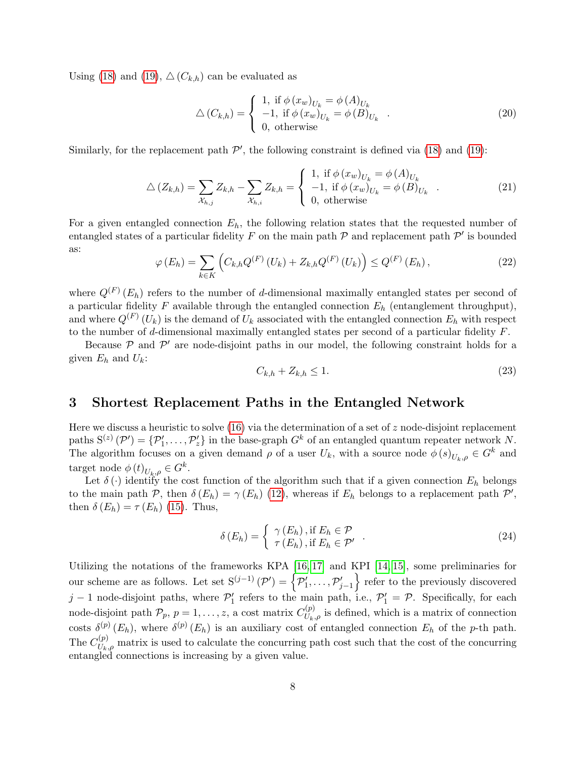Using (18) and (19), $\triangle\left(C_{k,h}\right)$ can be evaluated as

$$\triangle\left(C_{k,h}\right)=\begin{cases}1, \text{ if } \phi\left(x_w\right)_{U_k}=\phi\left(A\right)_{U_k}\\ -1, \text{ if } \phi\left(x_w\right)_{U_k}=\phi\left(B\right)_{U_k}\\ 0, \text{ otherwise}\end{cases}. \tag{20}$$

Similarly, for the replacement path $\mathcal{P}'$, the following constraint is defined via (18) and (19):

$$\triangle\left(Z_{k,h}\right)=\sum_{\mathcal{X}_{h,j}}Z_{k,h}-\sum_{\mathcal{X}_{h,i}}Z_{k,h}=\begin{cases}1, \text{ if } \phi\left(x_w\right)_{U_k}=\phi\left(A\right)_{U_k}\\ -1, \text{ if } \phi\left(x_w\right)_{U_k}=\phi\left(B\right)_{U_k}\\ 0, \text{ otherwise}\end{cases}. \tag{21}$$

For a given entangled connection $E_h$, the following relation states that the requested number of entangled states of a particular fidelity $F$ on the main path $\mathcal{P}$ and replacement path $\mathcal{P}'$ is bounded as:

$$\varphi\left(E_h\right)=\sum_{k\in K}\left(C_{k,h}Q^{(F)}\left(U_k\right)+Z_{k,h}Q^{(F)}\left(U_k\right)\right)\leq Q^{(F)}\left(E_h\right), \tag{22}$$

where $Q^{(F)}\left(E_h\right)$ refers to the number of $d$-dimensional maximally entangled states per second of a particular fidelity $F$ available through the entangled connection $E_h$ (entanglement throughput), and where $Q^{(F)}\left(U_k\right)$ is the demand of $U_k$ associated with the entangled connection $E_h$ with respect to the number of $d$-dimensional maximally entangled states per second of a particular fidelity $F$.

Because $\mathcal{P}$ and $\mathcal{P}'$ are node-disjoint paths in our model, the following constraint holds for a given $E_h$ and $U_k$:

$$C_{k,h}+Z_{k,h}\leq 1. \tag{23}$$

## 3 Shortest Replacement Paths in the Entangled Network

Here we discuss a heuristic to solve (16) via the determination of a set of $z$ node-disjoint replacement paths $\mathrm{S}^{(z)}\left(\mathcal{P}'\right)=\left\{\mathcal{P}'_1,\ldots,\mathcal{P}'_z\right\}$ in the base-graph $G^k$ of an entangled quantum repeater network $N$. The algorithm focuses on a given demand $\rho$ of a user $U_k$, with a source node $\phi\left(s\right)_{U_k,\rho}\in G^k$ and target node $\phi\left(t\right)_{U_k,\rho}\in G^k$.

Let $\delta\left(\cdot\right)$ identify the cost function of the algorithm such that if a given connection $E_h$ belongs to the main path $\mathcal{P}$, then $\delta\left(E_h\right)=\gamma\left(E_h\right)$ (12), whereas if $E_h$ belongs to a replacement path $\mathcal{P}'$, then $\delta\left(E_h\right)=\tau\left(E_h\right)$ (15). Thus,

$$\delta\left(E_h\right)=\begin{cases}\gamma\left(E_h\right), \text{if } E_h\in\mathcal{P}\\ \tau\left(E_h\right), \text{if } E_h\in\mathcal{P}'\end{cases}. \tag{24}$$

Utilizing the notations of the frameworks KPA [16,17] and KPI [14,15], some preliminaries for our scheme are as follows. Let set $\mathrm{S}^{(j-1)}\left(\mathcal{P}'\right)=\left\{\mathcal{P}'_1,\ldots,\mathcal{P}'_{j-1}\right\}$ refer to the previously discovered $j-1$ node-disjoint paths, where $\mathcal{P}'_1$ refers to the main path, i.e., $\mathcal{P}'_1=\mathcal{P}$. Specifically, for each node-disjoint path $\mathcal{P}_p$, $p=1,\ldots,z$, a cost matrix $C^{(p)}_{U_k,\rho}$ is defined, which is a matrix of connection costs $\delta^{(p)}\left(E_h\right)$, where $\delta^{(p)}\left(E_h\right)$ is an auxiliary cost of entangled connection $E_h$ of the $p$-th path. The $C^{(p)}_{U_k,\rho}$ matrix is used to calculate the concurring path cost such that the cost of the concurring entangled connections is increasing by a given value.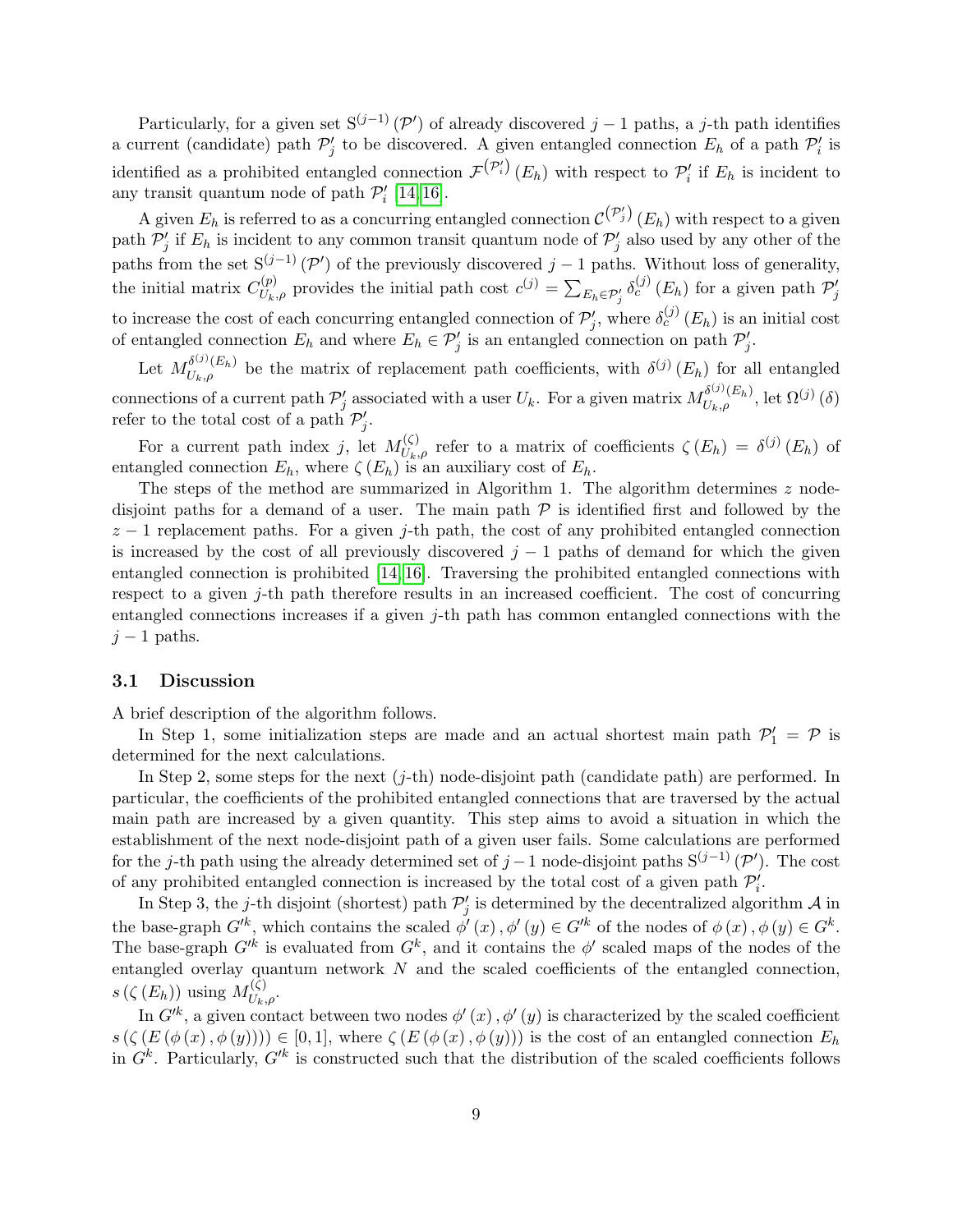Particularly, for a given set $\mathrm{S}^{(j-1)}(\mathcal{P}')$ of already discovered $j-1$ paths, a $j$-th path identifies a current (candidate) path $\mathcal{P}'_j$ to be discovered. A given entangled connection $E_h$ of a path $\mathcal{P}'_i$ is identified as a prohibited entangled connection $\mathcal{F}^{(\mathcal{P}'_i)}(E_h)$ with respect to $\mathcal{P}'_i$ if $E_h$ is incident to any transit quantum node of path $\mathcal{P}'_i$ [14,16].

A given $E_h$ is referred to as a concurring entangled connection $\mathcal{C}^{(\mathcal{P}'_j)}(E_h)$ with respect to a given path $\mathcal{P}'_j$ if $E_h$ is incident to any common transit quantum node of $\mathcal{P}'_j$ also used by any other of the paths from the set $\mathrm{S}^{(j-1)}(\mathcal{P}')$ of the previously discovered $j-1$ paths. Without loss of generality, the initial matrix $C^{(p)}_{U_k,\rho}$ provides the initial path cost $c^{(j)} = \sum_{E_h \in \mathcal{P}'_j} \delta^{(j)}_c(E_h)$ for a given path $\mathcal{P}'_j$ to increase the cost of each concurring entangled connection of $\mathcal{P}'_j$, where $\delta^{(j)}_c(E_h)$ is an initial cost of entangled connection $E_h$ and where $E_h \in \mathcal{P}'_j$ is an entangled connection on path $\mathcal{P}'_j$.

Let $M^{\delta^{(j)}(E_h)}_{U_k,\rho}$ be the matrix of replacement path coefficients, with $\delta^{(j)}(E_h)$ for all entangled connections of a current path $\mathcal{P}'_j$ associated with a user $U_k$. For a given matrix $M^{\delta^{(j)}(E_h)}_{U_k,\rho}$, let $\Omega^{(j)}(\delta)$ refer to the total cost of a path $\mathcal{P}'_j$.

For a current path index $j$, let $M^{(\zeta)}_{U_k,\rho}$ refer to a matrix of coefficients $\zeta(E_h) = \delta^{(j)}(E_h)$ of entangled connection $E_h$, where $\zeta(E_h)$ is an auxiliary cost of $E_h$.

The steps of the method are summarized in Algorithm 1. The algorithm determines $z$ node-disjoint paths for a demand of a user. The main path $\mathcal{P}$ is identified first and followed by the $z-1$ replacement paths. For a given $j$-th path, the cost of any prohibited entangled connection is increased by the cost of all previously discovered $j-1$ paths of demand for which the given entangled connection is prohibited [14,16]. Traversing the prohibited entangled connections with respect to a given $j$-th path therefore results in an increased coefficient. The cost of concurring entangled connections increases if a given $j$-th path has common entangled connections with the $j-1$ paths.

### 3.1 Discussion

A brief description of the algorithm follows.

In Step 1, some initialization steps are made and an actual shortest main path $\mathcal{P}'_1 = \mathcal{P}$ is determined for the next calculations.

In Step 2, some steps for the next ($j$-th) node-disjoint path (candidate path) are performed. In particular, the coefficients of the prohibited entangled connections that are traversed by the actual main path are increased by a given quantity. This step aims to avoid a situation in which the establishment of the next node-disjoint path of a given user fails. Some calculations are performed for the $j$-th path using the already determined set of $j-1$ node-disjoint paths $\mathrm{S}^{(j-1)}(\mathcal{P}')$. The cost of any prohibited entangled connection is increased by the total cost of a given path $\mathcal{P}'_i$.

In Step 3, the $j$-th disjoint (shortest) path $\mathcal{P}'_j$ is determined by the decentralized algorithm $\mathcal{A}$ in the base-graph $G'^k$, which contains the scaled $\phi'(x), \phi'(y) \in G'^k$ of the nodes of $\phi(x), \phi(y) \in G^k$. The base-graph $G'^k$ is evaluated from $G^k$, and it contains the $\phi'$ scaled maps of the nodes of the entangled overlay quantum network $N$ and the scaled coefficients of the entangled connection, $s(\zeta(E_h))$ using $M^{(\zeta)}_{U_k,\rho}$.

In $G'^k$, a given contact between two nodes $\phi'(x), \phi'(y)$ is characterized by the scaled coefficient $s(\zeta(E(\phi(x), \phi(y)))) \in [0,1]$, where $\zeta(E(\phi(x), \phi(y)))$ is the cost of an entangled connection $E_h$ in $G^k$. Particularly, $G'^k$ is constructed such that the distribution of the scaled coefficients follows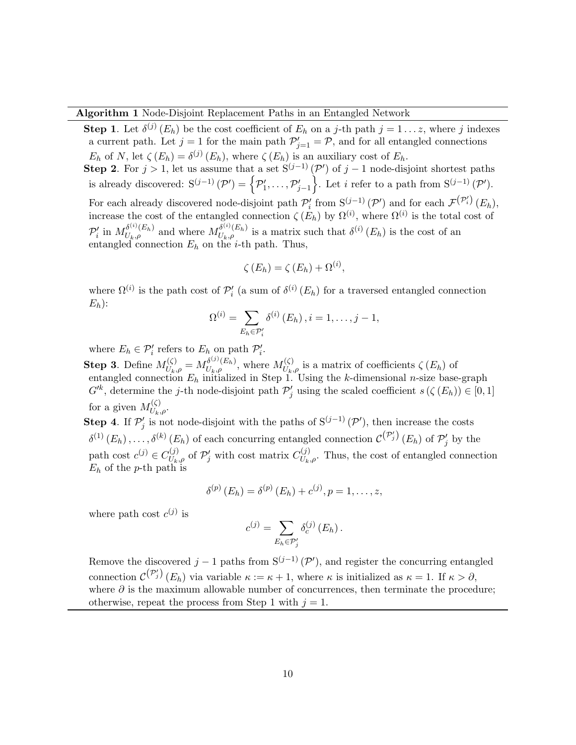**Algorithm 1** Node-Disjoint Replacement Paths in an Entangled Network

**Step 1**. Let $\delta^{(j)}(E_h)$ be the cost coefficient of $E_h$ on a $j$-th path $j = 1 \dots z$, where $j$ indexes a current path. Let $j = 1$ for the main path $\mathcal{P}'_{j=1} = \mathcal{P}$, and for all entangled connections $E_h$ of $N$, let $\zeta(E_h) = \delta^{(j)}(E_h)$, where $\zeta(E_h)$ is an auxiliary cost of $E_h$.

**Step 2**. For $j > 1$, let us assume that a set $\mathrm{S}^{(j-1)}(\mathcal{P}')$ of $j-1$ node-disjoint shortest paths is already discovered: $\mathrm{S}^{(j-1)}(\mathcal{P}') = \left\{\mathcal{P}'_1, \dots, \mathcal{P}'_{j-1}\right\}$. Let $i$ refer to a path from $\mathrm{S}^{(j-1)}(\mathcal{P}')$. For each already discovered node-disjoint path $\mathcal{P}'_i$ from $\mathrm{S}^{(j-1)}(\mathcal{P}')$ and for each $\mathcal{F}^{(\mathcal{P}'_i)}(E_h)$, increase the cost of the entangled connection $\zeta(E_h)$ by $\Omega^{(i)}$, where $\Omega^{(i)}$ is the total cost of $\mathcal{P}'_i$ in $M_{U_k,\rho}^{\delta^{(i)}(E_h)}$ and where $M_{U_k,\rho}^{\delta^{(i)}(E_h)}$ is a matrix such that $\delta^{(i)}(E_h)$ is the cost of an entangled connection $E_h$ on the $i$-th path. Thus,

$$\zeta(E_h) = \zeta(E_h) + \Omega^{(i)},$$

where $\Omega^{(i)}$ is the path cost of $\mathcal{P}'_i$ (a sum of $\delta^{(i)}(E_h)$ for a traversed entangled connection $E_h$):

$$\Omega^{(i)} = \sum_{E_h \in \mathcal{P}'_i} \delta^{(i)}(E_h), i = 1, \dots, j-1,$$

where $E_h \in \mathcal{P}'_i$ refers to $E_h$ on path $\mathcal{P}'_i$.

**Step 3**. Define $M_{U_k,\rho}^{(\zeta)} = M_{U_k,\rho}^{\delta^{(j)}(E_h)}$, where $M_{U_k,\rho}^{(\zeta)}$ is a matrix of coefficients $\zeta(E_h)$ of entangled connection $E_h$ initialized in Step 1. Using the $k$-dimensional $n$-size base-graph $G'^k$, determine the $j$-th node-disjoint path $\mathcal{P}'_j$ using the scaled coefficient $s(\zeta(E_h)) \in [0,1]$ for a given $M_{U_k,\rho}^{(\zeta)}$.

**Step 4**. If $\mathcal{P}'_j$ is not node-disjoint with the paths of $\mathrm{S}^{(j-1)}(\mathcal{P}')$, then increase the costs $\delta^{(1)}(E_h), \dots, \delta^{(k)}(E_h)$ of each concurring entangled connection $\mathcal{C}^{(\mathcal{P}'_j)}(E_h)$ of $\mathcal{P}'_j$ by the path cost $c^{(j)} \in C_{U_k,\rho}^{(j)}$ of $\mathcal{P}'_j$ with cost matrix $C_{U_k,\rho}^{(j)}$. Thus, the cost of entangled connection $E_h$ of the $p$-th path is

$$\delta^{(p)}(E_h) = \delta^{(p)}(E_h) + c^{(j)}, p = 1, \dots, z,$$

where path cost $c^{(j)}$ is

$$c^{(j)} = \sum_{E_h \in \mathcal{P}'_j} \delta_c^{(j)}(E_h).$$

Remove the discovered $j-1$ paths from $\mathrm{S}^{(j-1)}(\mathcal{P}')$, and register the concurring entangled connection $\mathcal{C}^{(\mathcal{P}'_j)}(E_h)$ via variable $\kappa := \kappa + 1$, where $\kappa$ is initialized as $\kappa = 1$. If $\kappa > \partial$, where $\partial$ is the maximum allowable number of concurrences, then terminate the procedure; otherwise, repeat the process from Step 1 with $j = 1$.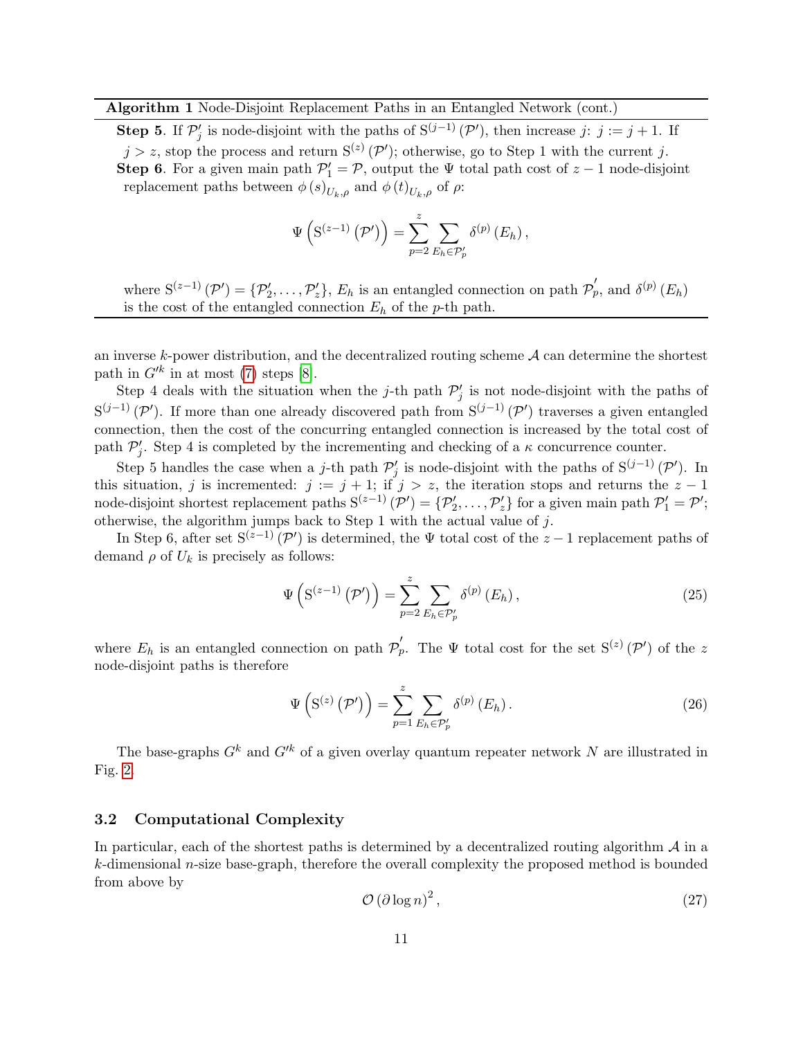**Algorithm 1** Node-Disjoint Replacement Paths in an Entangled Network (cont.)

**Step 5**. If $\mathcal{P}'_j$ is node-disjoint with the paths of $\mathrm{S}^{(j-1)}(\mathcal{P}')$, then increase $j$: $j := j+1$. If $j > z$, stop the process and return $\mathrm{S}^{(z)}(\mathcal{P}')$; otherwise, go to Step 1 with the current $j$.

**Step 6**. For a given main path $\mathcal{P}'_1 = \mathcal{P}$, output the $\Psi$ total path cost of $z-1$ node-disjoint replacement paths between $\phi(s)_{U_k,\rho}$ and $\phi(t)_{U_k,\rho}$ of $\rho$:

$$\Psi\left(\mathrm{S}^{(z-1)}(\mathcal{P}')\right) = \sum_{p=2}^{z} \sum_{E_h \in \mathcal{P}'_p} \delta^{(p)}(E_h),$$

where $\mathrm{S}^{(z-1)}(\mathcal{P}') = \{\mathcal{P}'_2, \ldots, \mathcal{P}'_z\}$, $E_h$ is an entangled connection on path $\mathcal{P}'_p$, and $\delta^{(p)}(E_h)$ is the cost of the entangled connection $E_h$ of the $p$-th path.

an inverse $k$-power distribution, and the decentralized routing scheme $\mathcal{A}$ can determine the shortest path in $G'^k$ in at most (7) steps [8].

Step 4 deals with the situation when the $j$-th path $\mathcal{P}'_j$ is not node-disjoint with the paths of $\mathrm{S}^{(j-1)}(\mathcal{P}')$. If more than one already discovered path from $\mathrm{S}^{(j-1)}(\mathcal{P}')$ traverses a given entangled connection, then the cost of the concurring entangled connection is increased by the total cost of path $\mathcal{P}'_j$. Step 4 is completed by the incrementing and checking of a $\kappa$ concurrence counter.

Step 5 handles the case when a $j$-th path $\mathcal{P}'_j$ is node-disjoint with the paths of $\mathrm{S}^{(j-1)}(\mathcal{P}')$. In this situation, $j$ is incremented: $j := j+1$; if $j > z$, the iteration stops and returns the $z-1$ node-disjoint shortest replacement paths $\mathrm{S}^{(z-1)}(\mathcal{P}') = \{\mathcal{P}'_2, \ldots, \mathcal{P}'_z\}$ for a given main path $\mathcal{P}'_1 = \mathcal{P}'$; otherwise, the algorithm jumps back to Step 1 with the actual value of $j$.

In Step 6, after set $\mathrm{S}^{(z-1)}(\mathcal{P}')$ is determined, the $\Psi$ total cost of the $z-1$ replacement paths of demand $\rho$ of $U_k$ is precisely as follows:

$$\Psi\left(\mathrm{S}^{(z-1)}(\mathcal{P}')\right) = \sum_{p=2}^{z} \sum_{E_h \in \mathcal{P}'_p} \delta^{(p)}(E_h), \tag{25}$$

where $E_h$ is an entangled connection on path $\mathcal{P}'_p$. The $\Psi$ total cost for the set $\mathrm{S}^{(z)}(\mathcal{P}')$ of the $z$ node-disjoint paths is therefore

$$\Psi\left(\mathrm{S}^{(z)}(\mathcal{P}')\right) = \sum_{p=1}^{z} \sum_{E_h \in \mathcal{P}'_p} \delta^{(p)}(E_h). \tag{26}$$

The base-graphs $G^k$ and $G'^k$ of a given overlay quantum repeater network $N$ are illustrated in Fig. 2.

### 3.2 Computational Complexity

In particular, each of the shortest paths is determined by a decentralized routing algorithm $\mathcal{A}$ in a $k$-dimensional $n$-size base-graph, therefore the overall complexity the proposed method is bounded from above by

$$\mathcal{O}(\partial \log n)^2, \tag{27}$$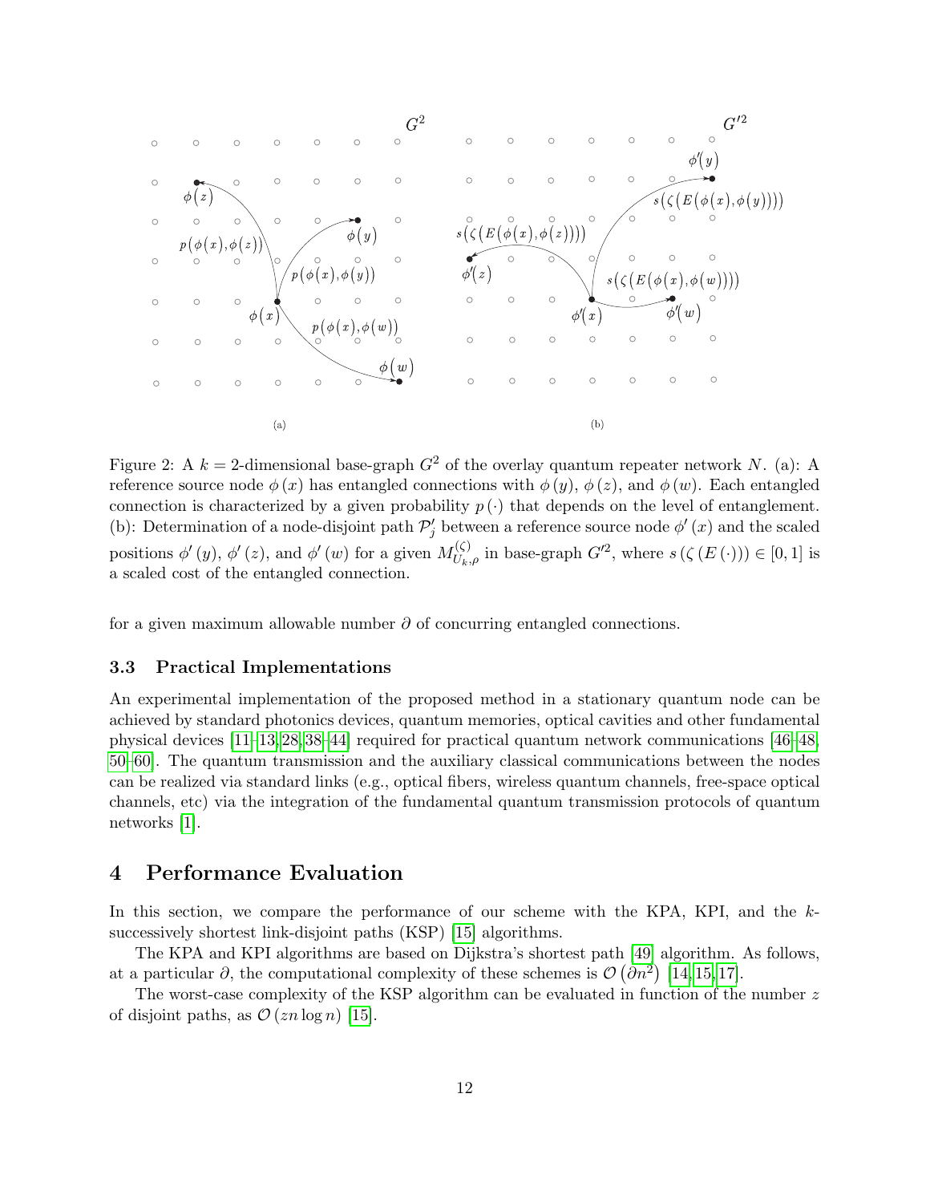Figure 2: A $k = 2$-dimensional base-graph $G^2$ of the overlay quantum repeater network $N$. (a): A reference source node $\phi(x)$ has entangled connections with $\phi(y)$, $\phi(z)$, and $\phi(w)$. Each entangled connection is characterized by a given probability $p(\cdot)$ that depends on the level of entanglement. (b): Determination of a node-disjoint path $\mathcal{P}'_j$ between a reference source node $\phi'(x)$ and the scaled positions $\phi'(y)$, $\phi'(z)$, and $\phi'(w)$ for a given $M^{(\zeta)}_{U_k,\rho}$ in base-graph $G'^2$, where $s(\zeta(E(\cdot))) \in [0,1]$ is a scaled cost of the entangled connection.

for a given maximum allowable number $\partial$ of concurring entangled connections.

### 3.3 Practical Implementations

An experimental implementation of the proposed method in a stationary quantum node can be achieved by standard photonics devices, quantum memories, optical cavities and other fundamental physical devices [11–13,28,38–44] required for practical quantum network communications [46–48, 50–60]. The quantum transmission and the auxiliary classical communications between the nodes can be realized via standard links (e.g., optical fibers, wireless quantum channels, free-space optical channels, etc) via the integration of the fundamental quantum transmission protocols of quantum networks [1].

## 4 Performance Evaluation

In this section, we compare the performance of our scheme with the KPA, KPI, and the $k$-successively shortest link-disjoint paths (KSP) [15] algorithms.

The KPA and KPI algorithms are based on Dijkstra's shortest path [49] algorithm. As follows, at a particular $\partial$, the computational complexity of these schemes is $\mathcal{O}(\partial n^2)$ [14,15,17].

The worst-case complexity of the KSP algorithm can be evaluated in function of the number $z$ of disjoint paths, as $\mathcal{O}(zn \log n)$ [15].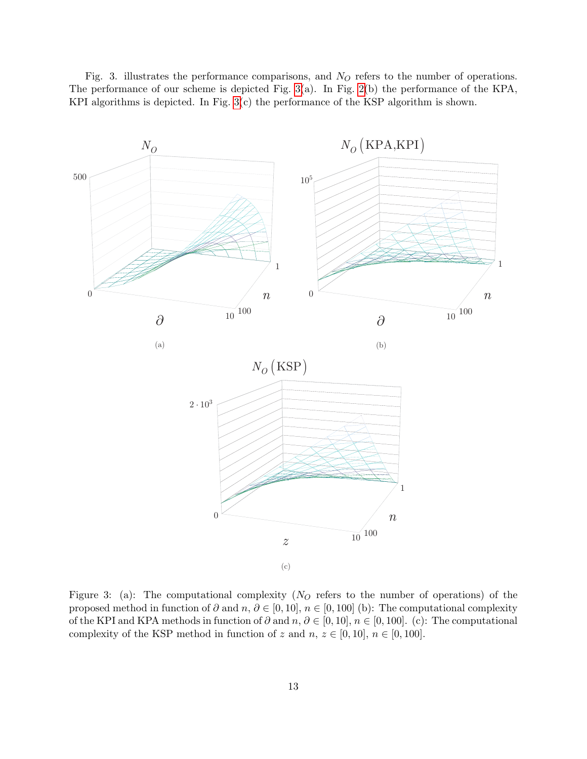Fig. 3. illustrates the performance comparisons, and $N_O$ refers to the number of operations. The performance of our scheme is depicted Fig. 3(a). In Fig. 2(b) the performance of the KPA, KPI algorithms is depicted. In Fig. 3(c) the performance of the KSP algorithm is shown.

Figure 3: (a): The computational complexity ($N_O$ refers to the number of operations) of the proposed method in function of $\partial$ and $n$, $\partial \in [0, 10]$, $n \in [0, 100]$ (b): The computational complexity of the KPI and KPA methods in function of $\partial$ and $n$, $\partial \in [0, 10]$, $n \in [0, 100]$. (c): The computational complexity of the KSP method in function of $z$ and $n$, $z \in [0, 10]$, $n \in [0, 100]$.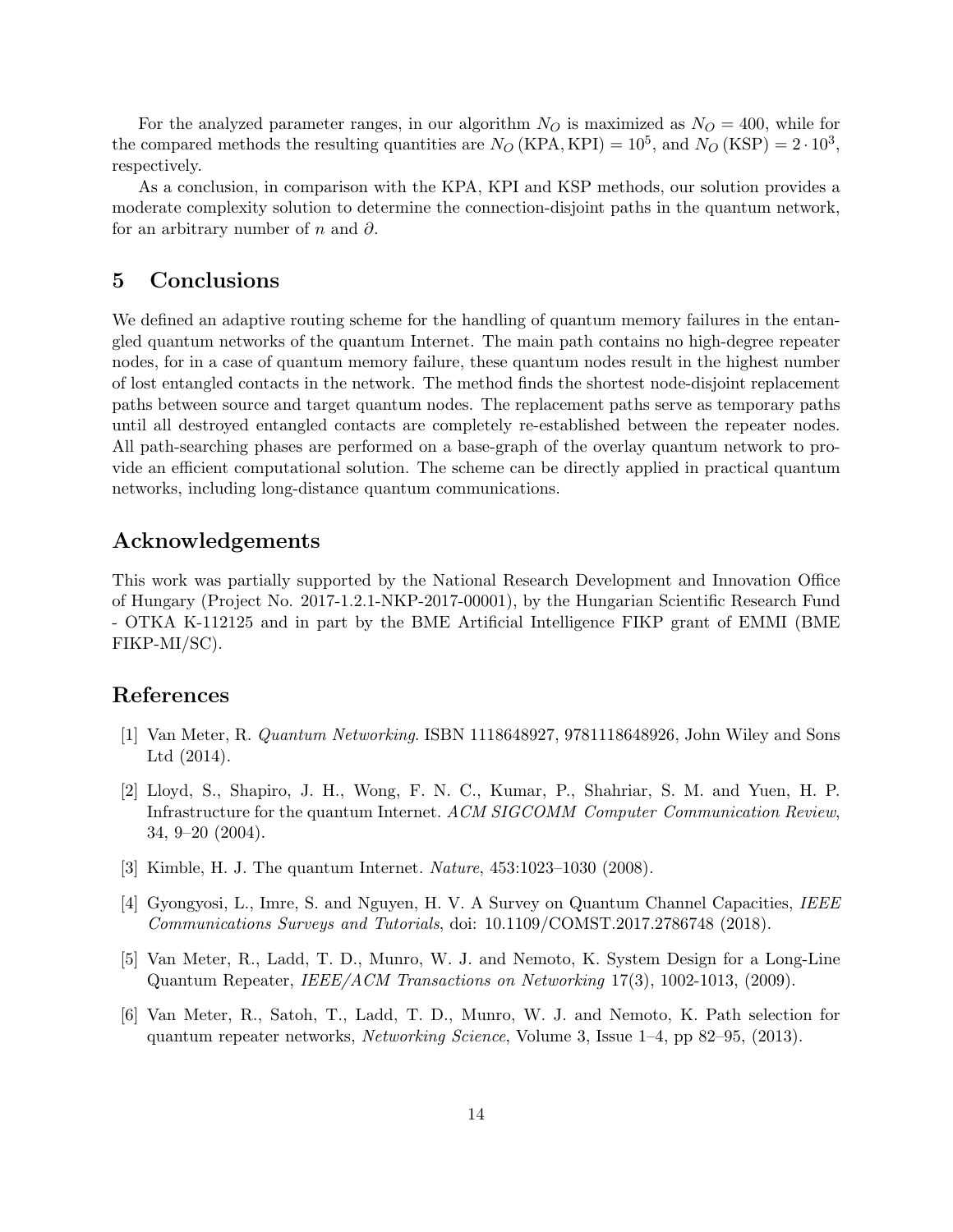For the analyzed parameter ranges, in our algorithm $N_O$ is maximized as $N_O = 400$, while for the compared methods the resulting quantities are $N_O\,(\text{KPA}, \text{KPI}) = 10^5$, and $N_O\,(\text{KSP}) = 2 \cdot 10^3$, respectively.

As a conclusion, in comparison with the KPA, KPI and KSP methods, our solution provides a moderate complexity solution to determine the connection-disjoint paths in the quantum network, for an arbitrary number of $n$ and $\partial$.

## 5 Conclusions

We defined an adaptive routing scheme for the handling of quantum memory failures in the entangled quantum networks of the quantum Internet. The main path contains no high-degree repeater nodes, for in a case of quantum memory failure, these quantum nodes result in the highest number of lost entangled contacts in the network. The method finds the shortest node-disjoint replacement paths between source and target quantum nodes. The replacement paths serve as temporary paths until all destroyed entangled contacts are completely re-established between the repeater nodes. All path-searching phases are performed on a base-graph of the overlay quantum network to provide an efficient computational solution. The scheme can be directly applied in practical quantum networks, including long-distance quantum communications.

## Acknowledgements

This work was partially supported by the National Research Development and Innovation Office of Hungary (Project No. 2017-1.2.1-NKP-2017-00001), by the Hungarian Scientific Research Fund - OTKA K-112125 and in part by the BME Artificial Intelligence FIKP grant of EMMI (BME FIKP-MI/SC).

## References

[1] Van Meter, R. *Quantum Networking*. ISBN 1118648927, 9781118648926, John Wiley and Sons Ltd (2014).

[2] Lloyd, S., Shapiro, J. H., Wong, F. N. C., Kumar, P., Shahriar, S. M. and Yuen, H. P. Infrastructure for the quantum Internet. *ACM SIGCOMM Computer Communication Review*, 34, 9–20 (2004).

[3] Kimble, H. J. The quantum Internet. *Nature*, 453:1023–1030 (2008).

[4] Gyongyosi, L., Imre, S. and Nguyen, H. V. A Survey on Quantum Channel Capacities, *IEEE Communications Surveys and Tutorials*, doi: 10.1109/COMST.2017.2786748 (2018).

[5] Van Meter, R., Ladd, T. D., Munro, W. J. and Nemoto, K. System Design for a Long-Line Quantum Repeater, *IEEE/ACM Transactions on Networking* 17(3), 1002-1013, (2009).

[6] Van Meter, R., Satoh, T., Ladd, T. D., Munro, W. J. and Nemoto, K. Path selection for quantum repeater networks, *Networking Science*, Volume 3, Issue 1–4, pp 82–95, (2013).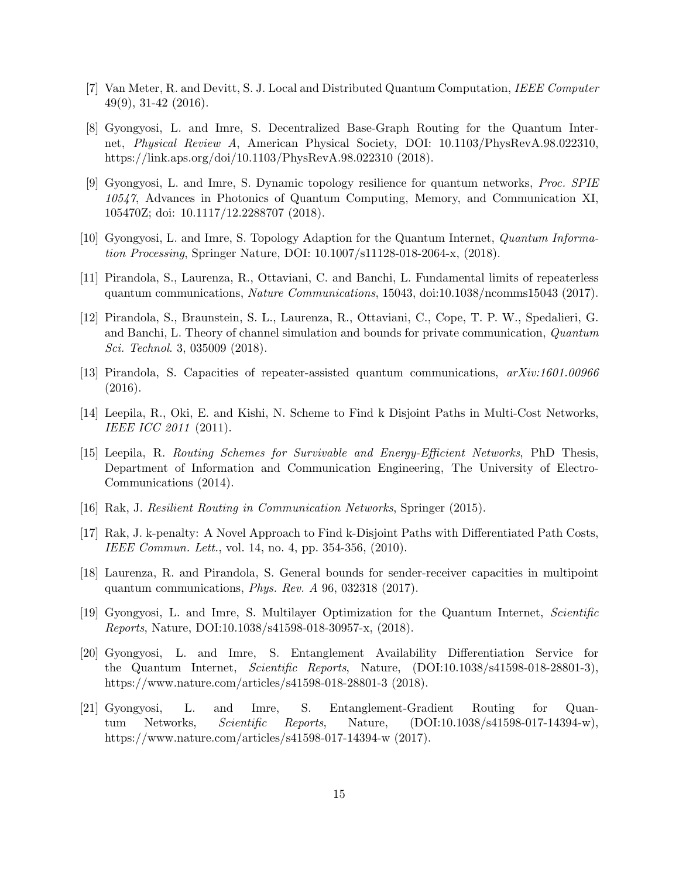[7] Van Meter, R. and Devitt, S. J. Local and Distributed Quantum Computation, *IEEE Computer* 49(9), 31-42 (2016).

[8] Gyongyosi, L. and Imre, S. Decentralized Base-Graph Routing for the Quantum Internet, *Physical Review A*, American Physical Society, DOI: 10.1103/PhysRevA.98.022310, https://link.aps.org/doi/10.1103/PhysRevA.98.022310 (2018).

[9] Gyongyosi, L. and Imre, S. Dynamic topology resilience for quantum networks, *Proc. SPIE 10547*, Advances in Photonics of Quantum Computing, Memory, and Communication XI, 105470Z; doi: 10.1117/12.2288707 (2018).

[10] Gyongyosi, L. and Imre, S. Topology Adaption for the Quantum Internet, *Quantum Information Processing*, Springer Nature, DOI: 10.1007/s11128-018-2064-x, (2018).

[11] Pirandola, S., Laurenza, R., Ottaviani, C. and Banchi, L. Fundamental limits of repeaterless quantum communications, *Nature Communications*, 15043, doi:10.1038/ncomms15043 (2017).

[12] Pirandola, S., Braunstein, S. L., Laurenza, R., Ottaviani, C., Cope, T. P. W., Spedalieri, G. and Banchi, L. Theory of channel simulation and bounds for private communication, *Quantum Sci. Technol*. 3, 035009 (2018).

[13] Pirandola, S. Capacities of repeater-assisted quantum communications, *arXiv:1601.00966* (2016).

[14] Leepila, R., Oki, E. and Kishi, N. Scheme to Find k Disjoint Paths in Multi-Cost Networks, *IEEE ICC 2011* (2011).

[15] Leepila, R. *Routing Schemes for Survivable and Energy-Efficient Networks*, PhD Thesis, Department of Information and Communication Engineering, The University of Electro-Communications (2014).

[16] Rak, J. *Resilient Routing in Communication Networks*, Springer (2015).

[17] Rak, J. k-penalty: A Novel Approach to Find k-Disjoint Paths with Differentiated Path Costs, *IEEE Commun. Lett.*, vol. 14, no. 4, pp. 354-356, (2010).

[18] Laurenza, R. and Pirandola, S. General bounds for sender-receiver capacities in multipoint quantum communications, *Phys. Rev. A* 96, 032318 (2017).

[19] Gyongyosi, L. and Imre, S. Multilayer Optimization for the Quantum Internet, *Scientific Reports*, Nature, DOI:10.1038/s41598-018-30957-x, (2018).

[20] Gyongyosi, L. and Imre, S. Entanglement Availability Differentiation Service for the Quantum Internet, *Scientific Reports*, Nature, (DOI:10.1038/s41598-018-28801-3), https://www.nature.com/articles/s41598-018-28801-3 (2018).

[21] Gyongyosi, L. and Imre, S. Entanglement-Gradient Routing for Quantum Networks, *Scientific Reports*, Nature, (DOI:10.1038/s41598-017-14394-w), https://www.nature.com/articles/s41598-017-14394-w (2017).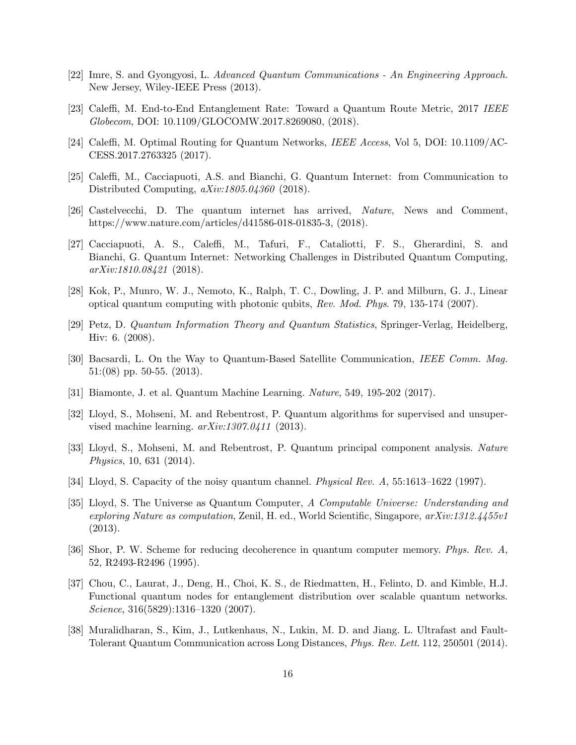[22] Imre, S. and Gyongyosi, L. *Advanced Quantum Communications - An Engineering Approach*. New Jersey, Wiley-IEEE Press (2013).

[23] Caleffi, M. End-to-End Entanglement Rate: Toward a Quantum Route Metric, 2017 *IEEE Globecom*, DOI: 10.1109/GLOCOMW.2017.8269080, (2018).

[24] Caleffi, M. Optimal Routing for Quantum Networks, *IEEE Access*, Vol 5, DOI: 10.1109/ACCESS.2017.2763325 (2017).

[25] Caleffi, M., Cacciapuoti, A.S. and Bianchi, G. Quantum Internet: from Communication to Distributed Computing, *aXiv:1805.04360* (2018).

[26] Castelvecchi, D. The quantum internet has arrived, *Nature*, News and Comment, https://www.nature.com/articles/d41586-018-01835-3, (2018).

[27] Cacciapuoti, A. S., Caleffi, M., Tafuri, F., Cataliotti, F. S., Gherardini, S. and Bianchi, G. Quantum Internet: Networking Challenges in Distributed Quantum Computing, *arXiv:1810.08421* (2018).

[28] Kok, P., Munro, W. J., Nemoto, K., Ralph, T. C., Dowling, J. P. and Milburn, G. J., Linear optical quantum computing with photonic qubits, *Rev. Mod. Phys*. 79, 135-174 (2007).

[29] Petz, D. *Quantum Information Theory and Quantum Statistics*, Springer-Verlag, Heidelberg, Hiv: 6. (2008).

[30] Bacsardi, L. On the Way to Quantum-Based Satellite Communication, *IEEE Comm. Mag.* 51:(08) pp. 50-55. (2013).

[31] Biamonte, J. et al. Quantum Machine Learning. *Nature*, 549, 195-202 (2017).

[32] Lloyd, S., Mohseni, M. and Rebentrost, P. Quantum algorithms for supervised and unsupervised machine learning. *arXiv:1307.0411* (2013).

[33] Lloyd, S., Mohseni, M. and Rebentrost, P. Quantum principal component analysis. *Nature Physics*, 10, 631 (2014).

[34] Lloyd, S. Capacity of the noisy quantum channel. *Physical Rev. A*, 55:1613–1622 (1997).

[35] Lloyd, S. The Universe as Quantum Computer, *A Computable Universe: Understanding and exploring Nature as computation*, Zenil, H. ed., World Scientific, Singapore, *arXiv:1312.4455v1* (2013).

[36] Shor, P. W. Scheme for reducing decoherence in quantum computer memory. *Phys. Rev. A*, 52, R2493-R2496 (1995).

[37] Chou, C., Laurat, J., Deng, H., Choi, K. S., de Riedmatten, H., Felinto, D. and Kimble, H.J. Functional quantum nodes for entanglement distribution over scalable quantum networks. *Science*, 316(5829):1316–1320 (2007).

[38] Muralidharan, S., Kim, J., Lutkenhaus, N., Lukin, M. D. and Jiang. L. Ultrafast and Fault-Tolerant Quantum Communication across Long Distances, *Phys. Rev. Lett*. 112, 250501 (2014).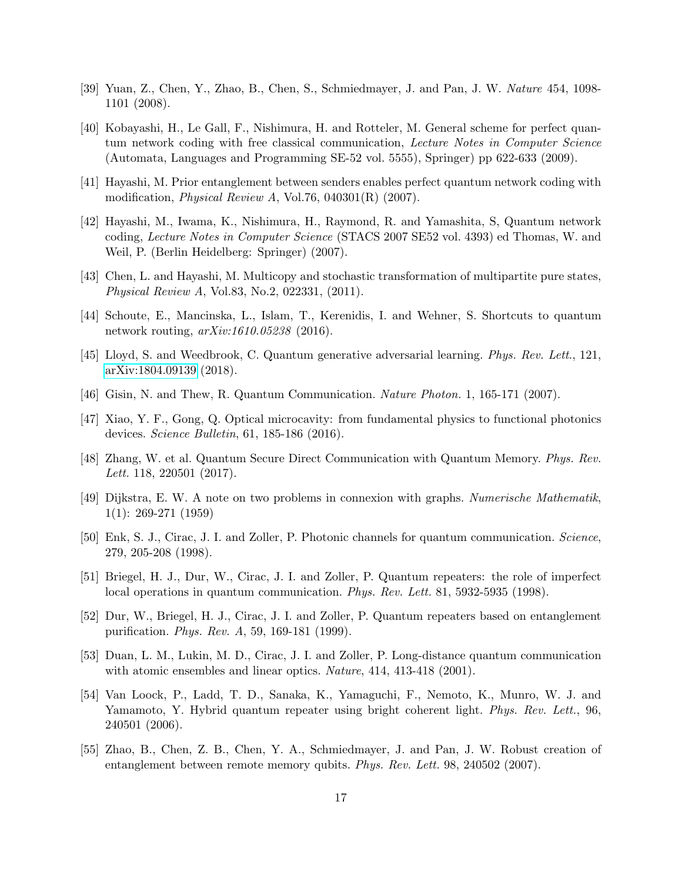[39] Yuan, Z., Chen, Y., Zhao, B., Chen, S., Schmiedmayer, J. and Pan, J. W. *Nature* 454, 1098-1101 (2008).

[40] Kobayashi, H., Le Gall, F., Nishimura, H. and Rotteler, M. General scheme for perfect quantum network coding with free classical communication, *Lecture Notes in Computer Science* (Automata, Languages and Programming SE-52 vol. 5555), Springer) pp 622-633 (2009).

[41] Hayashi, M. Prior entanglement between senders enables perfect quantum network coding with modification, *Physical Review A*, Vol.76, 040301(R) (2007).

[42] Hayashi, M., Iwama, K., Nishimura, H., Raymond, R. and Yamashita, S, Quantum network coding, *Lecture Notes in Computer Science* (STACS 2007 SE52 vol. 4393) ed Thomas, W. and Weil, P. (Berlin Heidelberg: Springer) (2007).

[43] Chen, L. and Hayashi, M. Multicopy and stochastic transformation of multipartite pure states, *Physical Review A*, Vol.83, No.2, 022331, (2011).

[44] Schoute, E., Mancinska, L., Islam, T., Kerenidis, I. and Wehner, S. Shortcuts to quantum network routing, *arXiv:1610.05238* (2016).

[45] Lloyd, S. and Weedbrook, C. Quantum generative adversarial learning. *Phys. Rev. Lett.*, 121, arXiv:1804.09139 (2018).

[46] Gisin, N. and Thew, R. Quantum Communication. *Nature Photon.* 1, 165-171 (2007).

[47] Xiao, Y. F., Gong, Q. Optical microcavity: from fundamental physics to functional photonics devices. *Science Bulletin*, 61, 185-186 (2016).

[48] Zhang, W. et al. Quantum Secure Direct Communication with Quantum Memory. *Phys. Rev. Lett.* 118, 220501 (2017).

[49] Dijkstra, E. W. A note on two problems in connexion with graphs. *Numerische Mathematik*, 1(1): 269-271 (1959)

[50] Enk, S. J., Cirac, J. I. and Zoller, P. Photonic channels for quantum communication. *Science*, 279, 205-208 (1998).

[51] Briegel, H. J., Dur, W., Cirac, J. I. and Zoller, P. Quantum repeaters: the role of imperfect local operations in quantum communication. *Phys. Rev. Lett.* 81, 5932-5935 (1998).

[52] Dur, W., Briegel, H. J., Cirac, J. I. and Zoller, P. Quantum repeaters based on entanglement purification. *Phys. Rev. A*, 59, 169-181 (1999).

[53] Duan, L. M., Lukin, M. D., Cirac, J. I. and Zoller, P. Long-distance quantum communication with atomic ensembles and linear optics. *Nature*, 414, 413-418 (2001).

[54] Van Loock, P., Ladd, T. D., Sanaka, K., Yamaguchi, F., Nemoto, K., Munro, W. J. and Yamamoto, Y. Hybrid quantum repeater using bright coherent light. *Phys. Rev. Lett.*, 96, 240501 (2006).

[55] Zhao, B., Chen, Z. B., Chen, Y. A., Schmiedmayer, J. and Pan, J. W. Robust creation of entanglement between remote memory qubits. *Phys. Rev. Lett.* 98, 240502 (2007).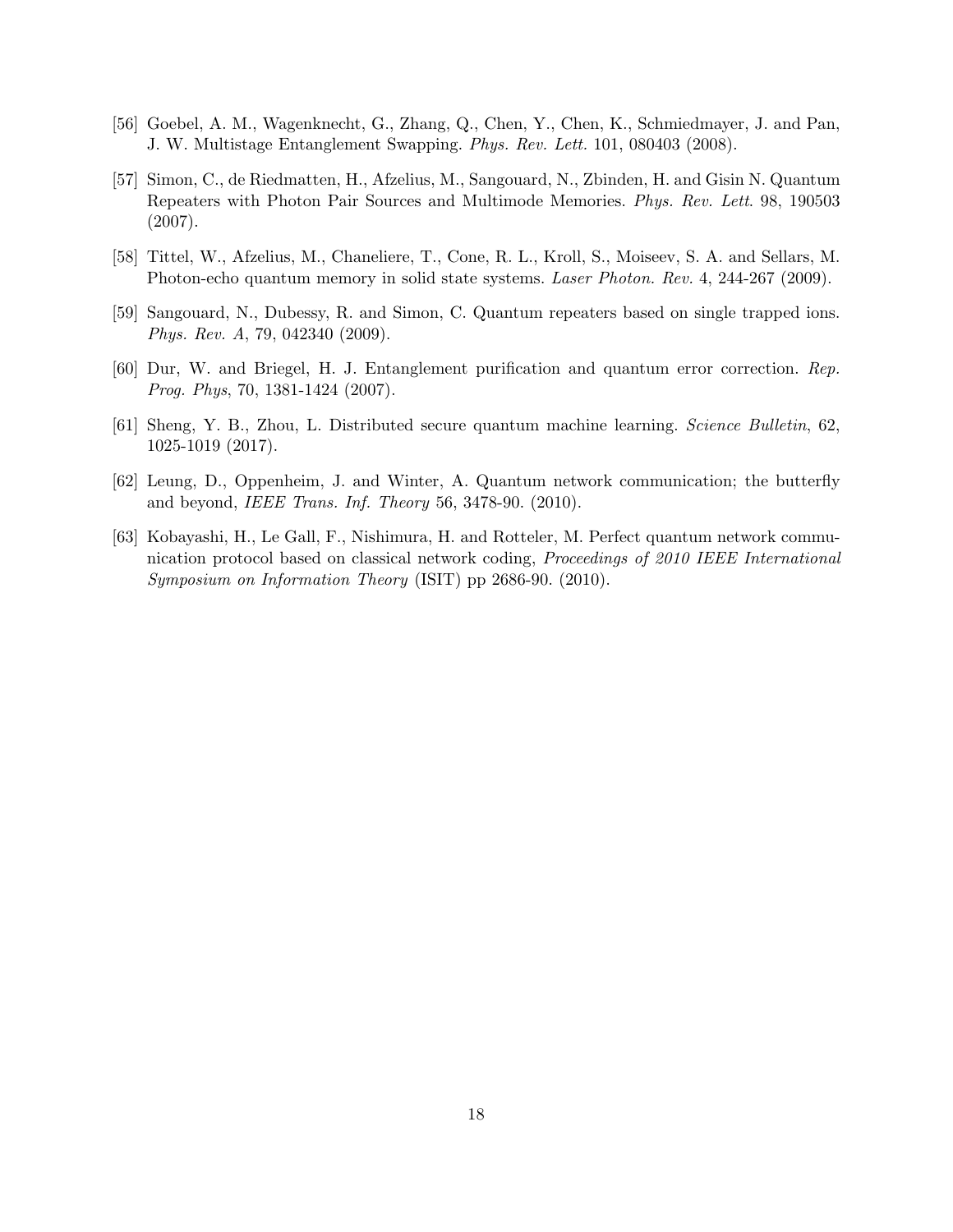[56] Goebel, A. M., Wagenknecht, G., Zhang, Q., Chen, Y., Chen, K., Schmiedmayer, J. and Pan, J. W. Multistage Entanglement Swapping. *Phys. Rev. Lett.* 101, 080403 (2008).

[57] Simon, C., de Riedmatten, H., Afzelius, M., Sangouard, N., Zbinden, H. and Gisin N. Quantum Repeaters with Photon Pair Sources and Multimode Memories. *Phys. Rev. Lett*. 98, 190503 (2007).

[58] Tittel, W., Afzelius, M., Chaneliere, T., Cone, R. L., Kroll, S., Moiseev, S. A. and Sellars, M. Photon-echo quantum memory in solid state systems. *Laser Photon. Rev.* 4, 244-267 (2009).

[59] Sangouard, N., Dubessy, R. and Simon, C. Quantum repeaters based on single trapped ions. *Phys. Rev. A*, 79, 042340 (2009).

[60] Dur, W. and Briegel, H. J. Entanglement purification and quantum error correction. *Rep. Prog. Phys*, 70, 1381-1424 (2007).

[61] Sheng, Y. B., Zhou, L. Distributed secure quantum machine learning. *Science Bulletin*, 62, 1025-1019 (2017).

[62] Leung, D., Oppenheim, J. and Winter, A. Quantum network communication; the butterfly and beyond, *IEEE Trans. Inf. Theory* 56, 3478-90. (2010).

[63] Kobayashi, H., Le Gall, F., Nishimura, H. and Rotteler, M. Perfect quantum network communication protocol based on classical network coding, *Proceedings of 2010 IEEE International Symposium on Information Theory* (ISIT) pp 2686-90. (2010).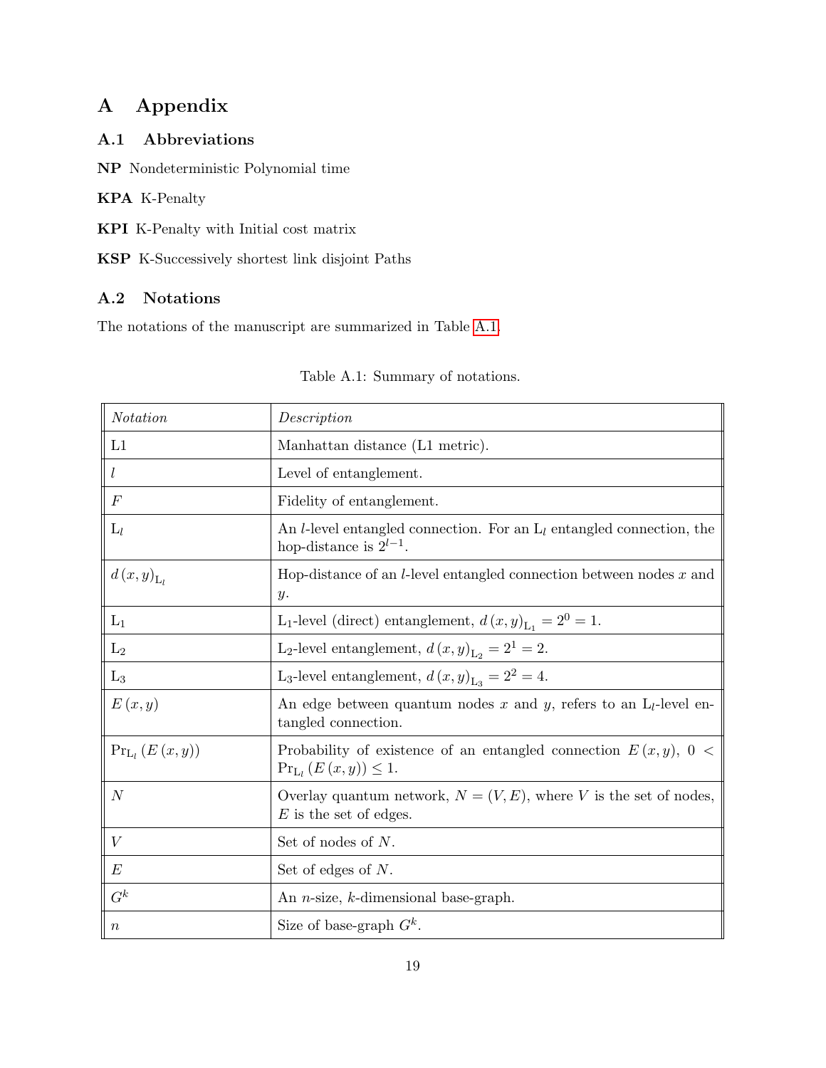# A Appendix

## A.1 Abbreviations

**NP** Nondeterministic Polynomial time

**KPA** K-Penalty

**KPI** K-Penalty with Initial cost matrix

**KSP** K-Successively shortest link disjoint Paths

## A.2 Notations

The notations of the manuscript are summarized in Table A.1.

Table A.1: Summary of notations.

| *Notation* | *Description* |
|---|---|
| L1 | Manhattan distance (L1 metric). |
| $l$ | Level of entanglement. |
| $F$ | Fidelity of entanglement. |
| $\mathrm{L}_l$ | An $l$-level entangled connection. For an $\mathrm{L}_l$ entangled connection, the hop-distance is $2^{l-1}$. |
| $d(x,y)_{\mathrm{L}_l}$ | Hop-distance of an $l$-level entangled connection between nodes $x$ and $y$. |
| $\mathrm{L}_1$ | $\mathrm{L}_1$-level (direct) entanglement, $d(x,y)_{\mathrm{L}_1} = 2^0 = 1$. |
| $\mathrm{L}_2$ | $\mathrm{L}_2$-level entanglement, $d(x,y)_{\mathrm{L}_2} = 2^1 = 2$. |
| $\mathrm{L}_3$ | $\mathrm{L}_3$-level entanglement, $d(x,y)_{\mathrm{L}_3} = 2^2 = 4$. |
| $E(x,y)$ | An edge between quantum nodes $x$ and $y$, refers to an $\mathrm{L}_l$-level entangled connection. |
| $\Pr_{\mathrm{L}_l}(E(x,y))$ | Probability of existence of an entangled connection $E(x,y)$, $0 < \Pr_{\mathrm{L}_l}(E(x,y)) \leq 1$. |
| $N$ | Overlay quantum network, $N = (V, E)$, where $V$ is the set of nodes, $E$ is the set of edges. |
| $V$ | Set of nodes of $N$. |
| $E$ | Set of edges of $N$. |
| $G^k$ | An $n$-size, $k$-dimensional base-graph. |
| $n$ | Size of base-graph $G^k$. |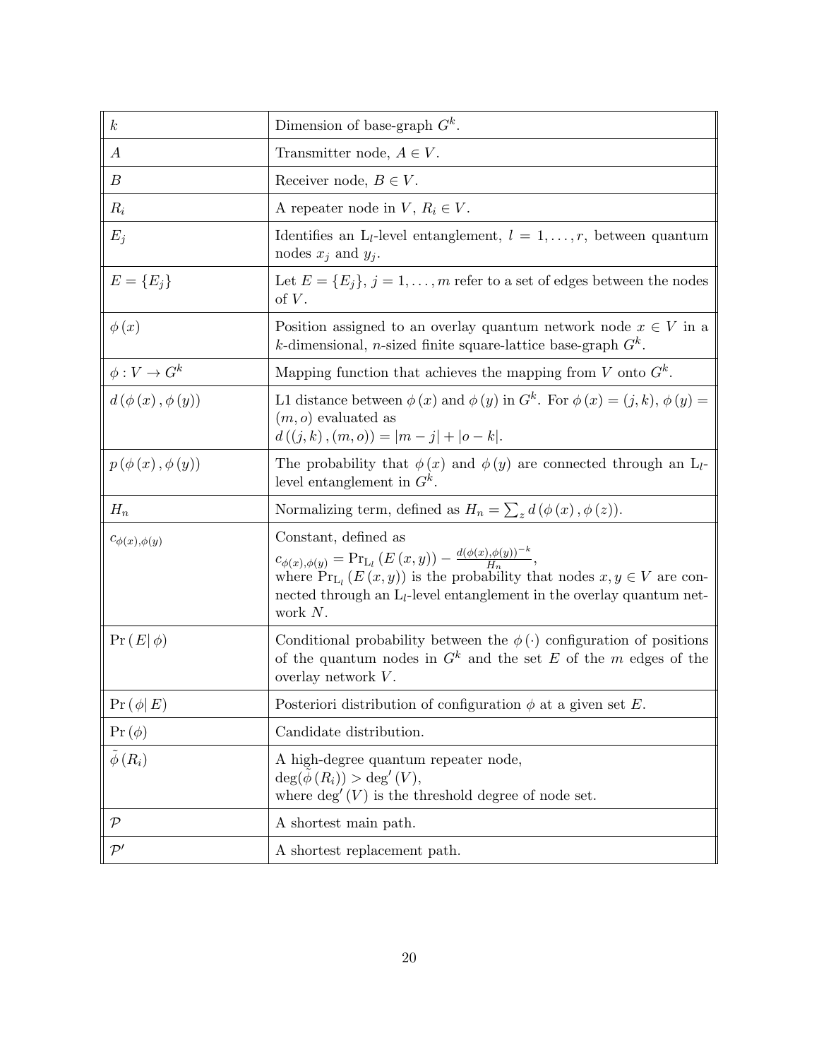| | |
|---|---|
| $k$ | Dimension of base-graph $G^k$. |
| $A$ | Transmitter node, $A \in V$. |
| $B$ | Receiver node, $B \in V$. |
| $R_i$ | A repeater node in $V$, $R_i \in V$. |
| $E_j$ | Identifies an $\mathrm{L}_l$-level entanglement, $l = 1, \ldots, r$, between quantum nodes $x_j$ and $y_j$. |
| $E = \{E_j\}$ | Let $E = \{E_j\}$, $j = 1, \ldots, m$ refer to a set of edges between the nodes of $V$. |
| $\phi(x)$ | Position assigned to an overlay quantum network node $x \in V$ in a $k$-dimensional, $n$-sized finite square-lattice base-graph $G^k$. |
| $\phi : V \to G^k$ | Mapping function that achieves the mapping from $V$ onto $G^k$. |
| $d(\phi(x), \phi(y))$ | L1 distance between $\phi(x)$ and $\phi(y)$ in $G^k$. For $\phi(x) = (j, k)$, $\phi(y) = (m, o)$ evaluated as $d((j,k),(m,o)) = \lvert m - j \rvert + \lvert o - k \rvert$. |
| $p(\phi(x), \phi(y))$ | The probability that $\phi(x)$ and $\phi(y)$ are connected through an $\mathrm{L}_l$-level entanglement in $G^k$. |
| $H_n$ | Normalizing term, defined as $H_n = \sum_z d(\phi(x), \phi(z))$. |
| $c_{\phi(x),\phi(y)}$ | Constant, defined as $c_{\phi(x),\phi(y)} = \Pr_{\mathrm{L}_l}(E(x,y)) - \frac{d(\phi(x),\phi(y))^{-k}}{H_n}$, where $\Pr_{\mathrm{L}_l}(E(x,y))$ is the probability that nodes $x, y \in V$ are connected through an $\mathrm{L}_l$-level entanglement in the overlay quantum network $N$. |
| $\Pr(E \mid \phi)$ | Conditional probability between the $\phi(\cdot)$ configuration of positions of the quantum nodes in $G^k$ and the set $E$ of the $m$ edges of the overlay network $V$. |
| $\Pr(\phi \mid E)$ | Posteriori distribution of configuration $\phi$ at a given set $E$. |
| $\Pr(\phi)$ | Candidate distribution. |
| $\tilde{\phi}(R_i)$ | A high-degree quantum repeater node, $\deg(\tilde{\phi}(R_i)) > \deg'(V)$, where $\deg'(V)$ is the threshold degree of node set. |
| $\mathcal{P}$ | A shortest main path. |
| $\mathcal{P}'$ | A shortest replacement path. |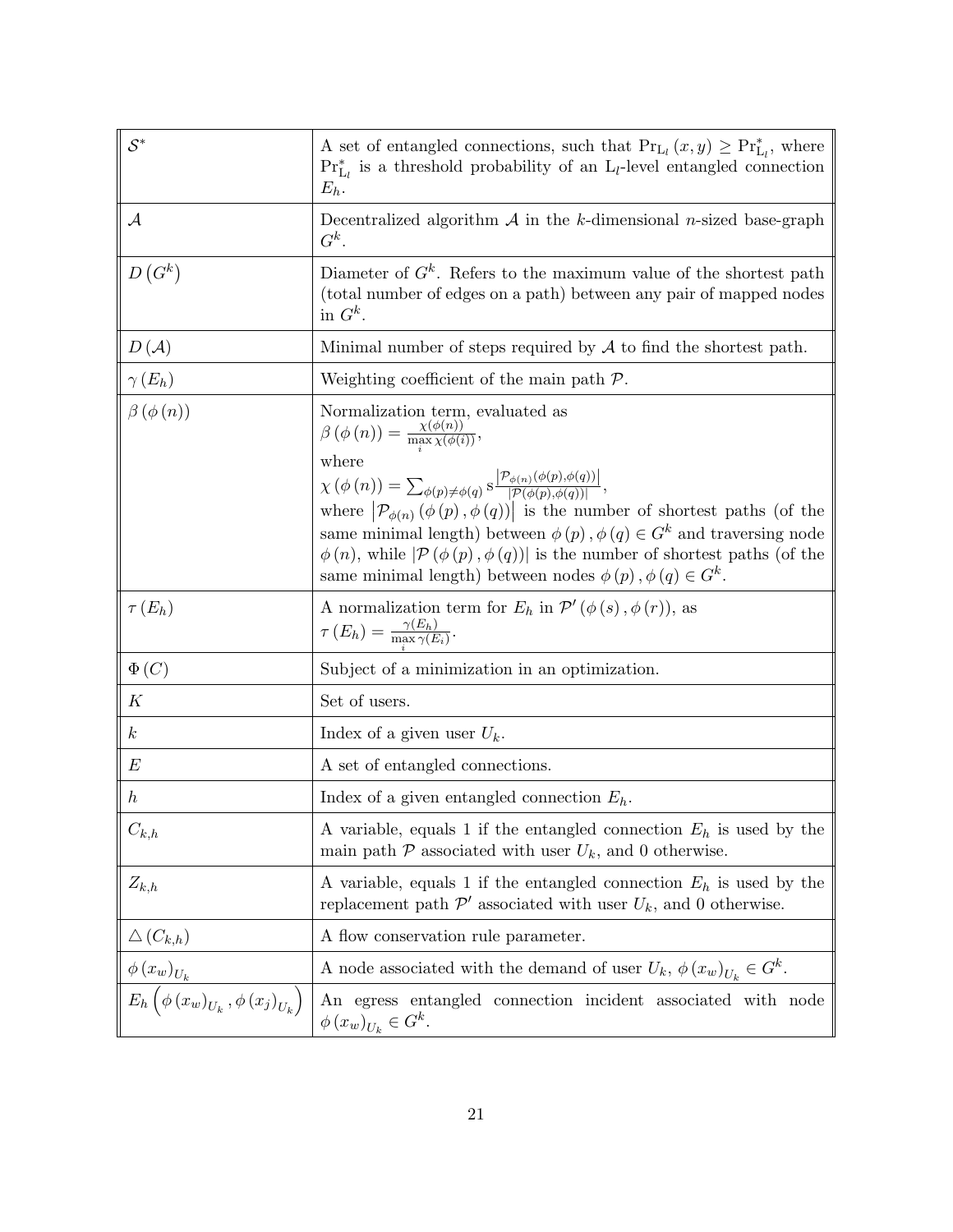| | |
|---|---|
| $\mathcal{S}^*$ | A set of entangled connections, such that $\Pr_{\mathrm{L}_l}(x,y) \geq \Pr^*_{\mathrm{L}_l}$, where $\Pr^*_{\mathrm{L}_l}$ is a threshold probability of an $\mathrm{L}_l$-level entangled connection $E_h$. |
| $\mathcal{A}$ | Decentralized algorithm $\mathcal{A}$ in the $k$-dimensional $n$-sized base-graph $G^k$. |
| $D\left(G^k\right)$ | Diameter of $G^k$. Refers to the maximum value of the shortest path (total number of edges on a path) between any pair of mapped nodes in $G^k$. |
| $D\left(\mathcal{A}\right)$ | Minimal number of steps required by $\mathcal{A}$ to find the shortest path. |
| $\gamma\left(E_h\right)$ | Weighting coefficient of the main path $\mathcal{P}$. |
| $\beta\left(\phi\left(n\right)\right)$ | Normalization term, evaluated as $\beta\left(\phi\left(n\right)\right) = \frac{\chi(\phi(n))}{\max_i \chi(\phi(i))}$, where $\chi\left(\phi\left(n\right)\right) = \sum_{\phi(p) \neq \phi(q)} \mathrm{s} \frac{\left\lvert \mathcal{P}_{\phi(n)}(\phi(p),\phi(q)) \right\rvert}{\lvert \mathcal{P}(\phi(p),\phi(q)) \rvert}$, where $\left\lvert \mathcal{P}_{\phi(n)}\left(\phi\left(p\right),\phi\left(q\right)\right) \right\rvert$ is the number of shortest paths (of the same minimal length) between $\phi\left(p\right),\phi\left(q\right) \in G^k$ and traversing node $\phi\left(n\right)$, while $\left\lvert \mathcal{P}\left(\phi\left(p\right),\phi\left(q\right)\right) \right\rvert$ is the number of shortest paths (of the same minimal length) between nodes $\phi\left(p\right),\phi\left(q\right) \in G^k$. |
| $\tau\left(E_h\right)$ | A normalization term for $E_h$ in $\mathcal{P}'\left(\phi\left(s\right),\phi\left(r\right)\right)$, as $\tau\left(E_h\right) = \frac{\gamma(E_h)}{\max_i \gamma(E_i)}$. |
| $\Phi\left(C\right)$ | Subject of a minimization in an optimization. |
| $K$ | Set of users. |
| $k$ | Index of a given user $U_k$. |
| $E$ | A set of entangled connections. |
| $h$ | Index of a given entangled connection $E_h$. |
| $C_{k,h}$ | A variable, equals 1 if the entangled connection $E_h$ is used by the main path $\mathcal{P}$ associated with user $U_k$, and 0 otherwise. |
| $Z_{k,h}$ | A variable, equals 1 if the entangled connection $E_h$ is used by the replacement path $\mathcal{P}'$ associated with user $U_k$, and 0 otherwise. |
| $\triangle\left(C_{k,h}\right)$ | A flow conservation rule parameter. |
| $\phi\left(x_w\right)_{U_k}$ | A node associated with the demand of user $U_k$, $\phi\left(x_w\right)_{U_k} \in G^k$. |
| $E_h\left(\phi\left(x_w\right)_{U_k}, \phi\left(x_j\right)_{U_k}\right)$ | An egress entangled connection incident associated with node $\phi\left(x_w\right)_{U_k} \in G^k$. |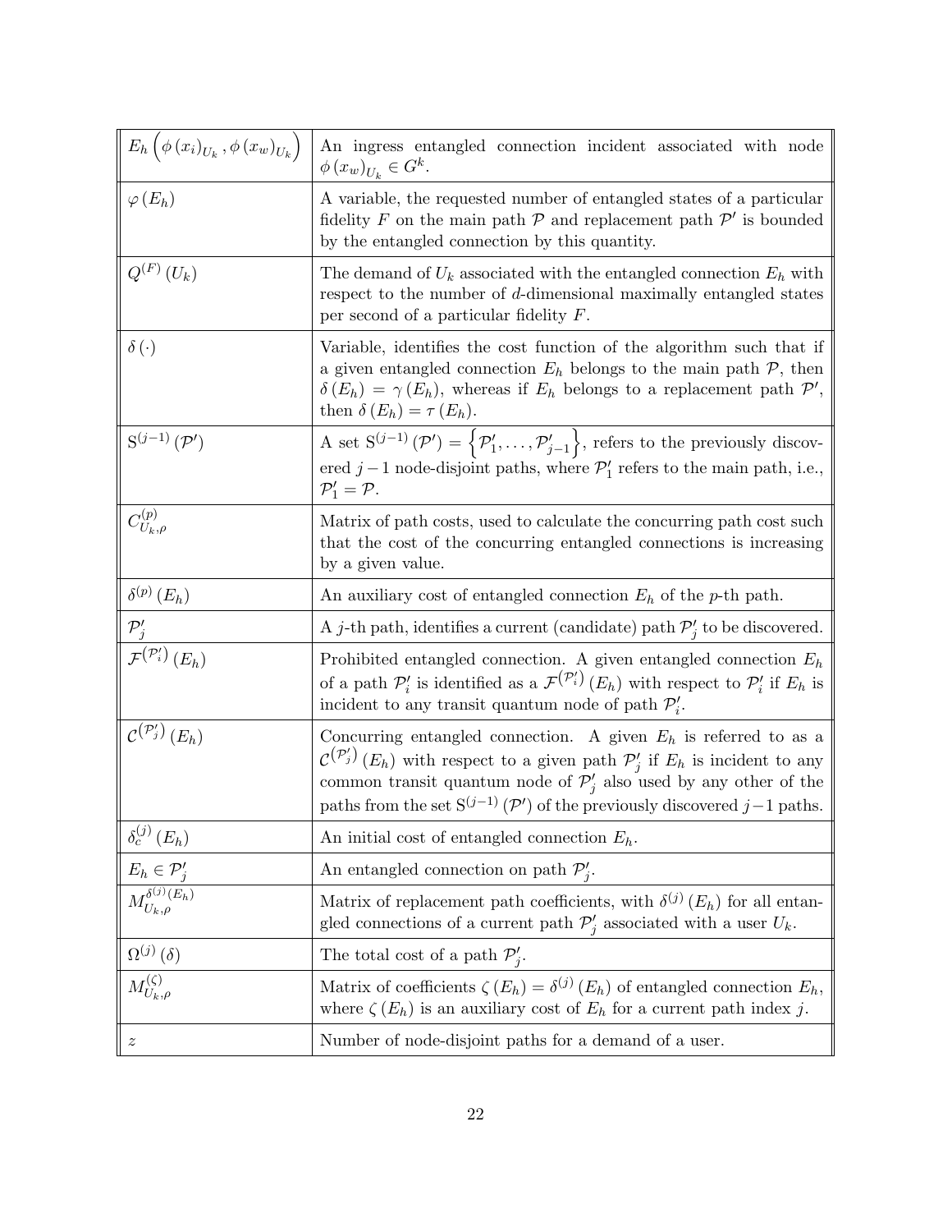| | |
|---|---|
| $E_h\left(\phi\left(x_i\right)_{U_k}, \phi\left(x_w\right)_{U_k}\right)$ | An ingress entangled connection incident associated with node $\phi\left(x_w\right)_{U_k} \in G^k$. |
| $\varphi\left(E_h\right)$ | A variable, the requested number of entangled states of a particular fidelity $F$ on the main path $\mathcal{P}$ and replacement path $\mathcal{P}'$ is bounded by the entangled connection by this quantity. |
| $Q^{(F)}\left(U_k\right)$ | The demand of $U_k$ associated with the entangled connection $E_h$ with respect to the number of $d$-dimensional maximally entangled states per second of a particular fidelity $F$. |
| $\delta\left(\cdot\right)$ | Variable, identifies the cost function of the algorithm such that if a given entangled connection $E_h$ belongs to the main path $\mathcal{P}$, then $\delta\left(E_h\right) = \gamma\left(E_h\right)$, whereas if $E_h$ belongs to a replacement path $\mathcal{P}'$, then $\delta\left(E_h\right) = \tau\left(E_h\right)$. |
| $\mathrm{S}^{(j-1)}\left(\mathcal{P}'\right)$ | A set $\mathrm{S}^{(j-1)}\left(\mathcal{P}'\right) = \left\{\mathcal{P}'_1, \ldots, \mathcal{P}'_{j-1}\right\}$, refers to the previously discovered $j-1$ node-disjoint paths, where $\mathcal{P}'_1$ refers to the main path, i.e., $\mathcal{P}'_1 = \mathcal{P}$. |
| $C^{(p)}_{U_k,\rho}$ | Matrix of path costs, used to calculate the concurring path cost such that the cost of the concurring entangled connections is increasing by a given value. |
| $\delta^{(p)}\left(E_h\right)$ | An auxiliary cost of entangled connection $E_h$ of the $p$-th path. |
| $\mathcal{P}'_j$ | A $j$-th path, identifies a current (candidate) path $\mathcal{P}'_j$ to be discovered. |
| $\mathcal{F}^{\left(\mathcal{P}'_i\right)}\left(E_h\right)$ | Prohibited entangled connection. A given entangled connection $E_h$ of a path $\mathcal{P}'_i$ is identified as a $\mathcal{F}^{\left(\mathcal{P}'_i\right)}\left(E_h\right)$ with respect to $\mathcal{P}'_i$ if $E_h$ is incident to any transit quantum node of path $\mathcal{P}'_i$. |
| $\mathcal{C}^{\left(\mathcal{P}'_j\right)}\left(E_h\right)$ | Concurring entangled connection. A given $E_h$ is referred to as a $\mathcal{C}^{\left(\mathcal{P}'_j\right)}\left(E_h\right)$ with respect to a given path $\mathcal{P}'_j$ if $E_h$ is incident to any common transit quantum node of $\mathcal{P}'_j$ also used by any other of the paths from the set $\mathrm{S}^{(j-1)}\left(\mathcal{P}'\right)$ of the previously discovered $j-1$ paths. |
| $\delta^{(j)}_c\left(E_h\right)$ | An initial cost of entangled connection $E_h$. |
| $E_h \in \mathcal{P}'_j$ | An entangled connection on path $\mathcal{P}'_j$. |
| $M^{\delta^{(j)}\left(E_h\right)}_{U_k,\rho}$ | Matrix of replacement path coefficients, with $\delta^{(j)}\left(E_h\right)$ for all entangled connections of a current path $\mathcal{P}'_j$ associated with a user $U_k$. |
| $\Omega^{(j)}\left(\delta\right)$ | The total cost of a path $\mathcal{P}'_j$. |
| $M^{(\zeta)}_{U_k,\rho}$ | Matrix of coefficients $\zeta\left(E_h\right) = \delta^{(j)}\left(E_h\right)$ of entangled connection $E_h$, where $\zeta\left(E_h\right)$ is an auxiliary cost of $E_h$ for a current path index $j$. |
| $z$ | Number of node-disjoint paths for a demand of a user. |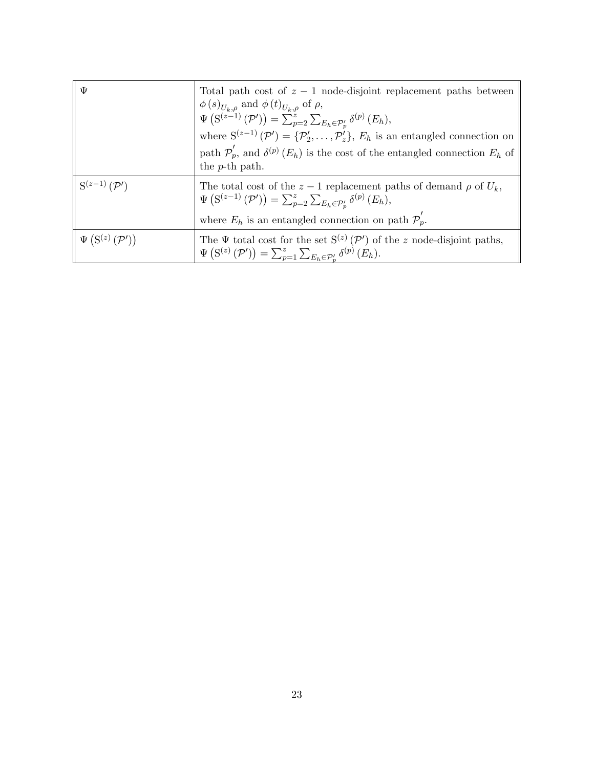| | |
|---|---|
| $\Psi$ | Total path cost of $z-1$ node-disjoint replacement paths between $\phi(s)_{U_k,\rho}$ and $\phi(t)_{U_k,\rho}$ of $\rho$, $\Psi\left(\mathrm{S}^{(z-1)}(\mathcal{P}')\right) = \sum_{p=2}^{z} \sum_{E_h \in \mathcal{P}'_p} \delta^{(p)}(E_h)$, where $\mathrm{S}^{(z-1)}(\mathcal{P}') = \{\mathcal{P}'_2, \ldots, \mathcal{P}'_z\}$, $E_h$ is an entangled connection on path $\mathcal{P}'_p$, and $\delta^{(p)}(E_h)$ is the cost of the entangled connection $E_h$ of the $p$-th path. |
| $\mathrm{S}^{(z-1)}(\mathcal{P}')$ | The total cost of the $z-1$ replacement paths of demand $\rho$ of $U_k$, $\Psi\left(\mathrm{S}^{(z-1)}(\mathcal{P}')\right) = \sum_{p=2}^{z} \sum_{E_h \in \mathcal{P}'_p} \delta^{(p)}(E_h)$, where $E_h$ is an entangled connection on path $\mathcal{P}'_p$. |
| $\Psi\left(\mathrm{S}^{(z)}(\mathcal{P}')\right)$ | The $\Psi$ total cost for the set $\mathrm{S}^{(z)}(\mathcal{P}')$ of the $z$ node-disjoint paths, $\Psi\left(\mathrm{S}^{(z)}(\mathcal{P}')\right) = \sum_{p=1}^{z} \sum_{E_h \in \mathcal{P}'_p} \delta^{(p)}(E_h)$. |